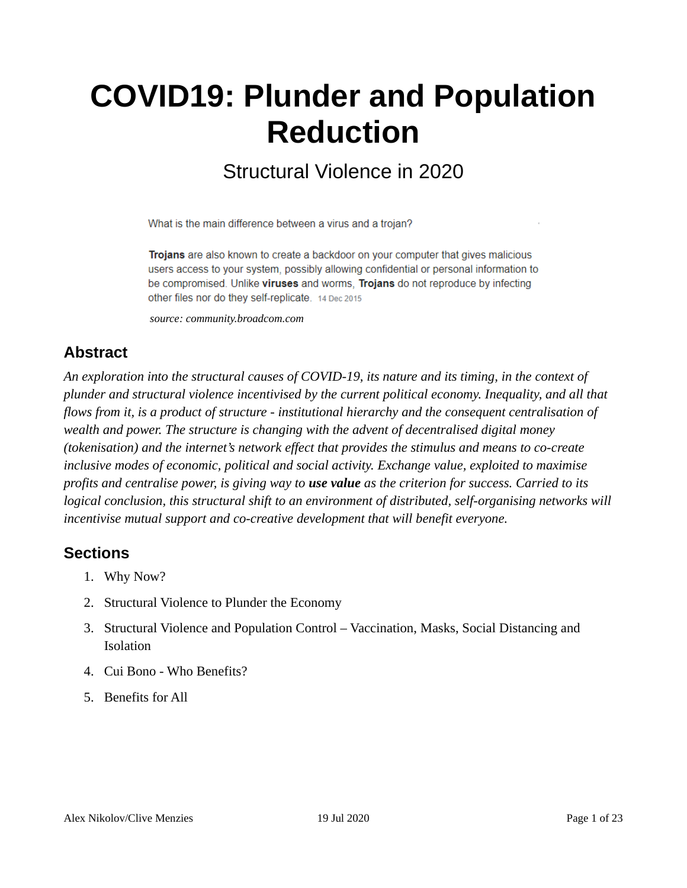# COVID19: Plunder and Population Reduction

## Structural Violence in 2020

What is the main difference between a virus and a trojan?

**Trojans** are also known to create a backdoor on your computer that gives malicious users access to your system, possibly allowing confidential or personal information to be compromised. Unlike **viruses** and worms, **Trojans** do not reproduce by infecting other files nor do they self-replicate. 14 Dec 2015

*source: community.broadcom.com*

## Abstract

*An exploration into the structural causes of COVID-19, its nature and its timing, in the context of plunder and structural violence incentivised by the current political economy. Inequality, and all that flows from it, is a product of structure - institutional hierarchy and the consequent centralisation of wealth and power. The structure is changing with the advent of decentralised digital money (tokenisation) and the internet's network effect that provides the stimulus and means to co-create inclusive modes of economic, political and social activity. Exchange value, exploited to maximise profits and centralise power, is giving way to **use value** as the criterion for success. Carried to its logical conclusion, this structural shift to an environment of distributed, self-organising networks will incentivise mutual support and co-creative development that will benefit everyone.*

## Sections

1. Why Now?
2. Structural Violence to Plunder the Economy
3. Structural Violence and Population Control – Vaccination, Masks, Social Distancing and Isolation
4. Cui Bono - Who Benefits?
5. Benefits for All

Alex Nikolov/Clive Menzies 19 Jul 2020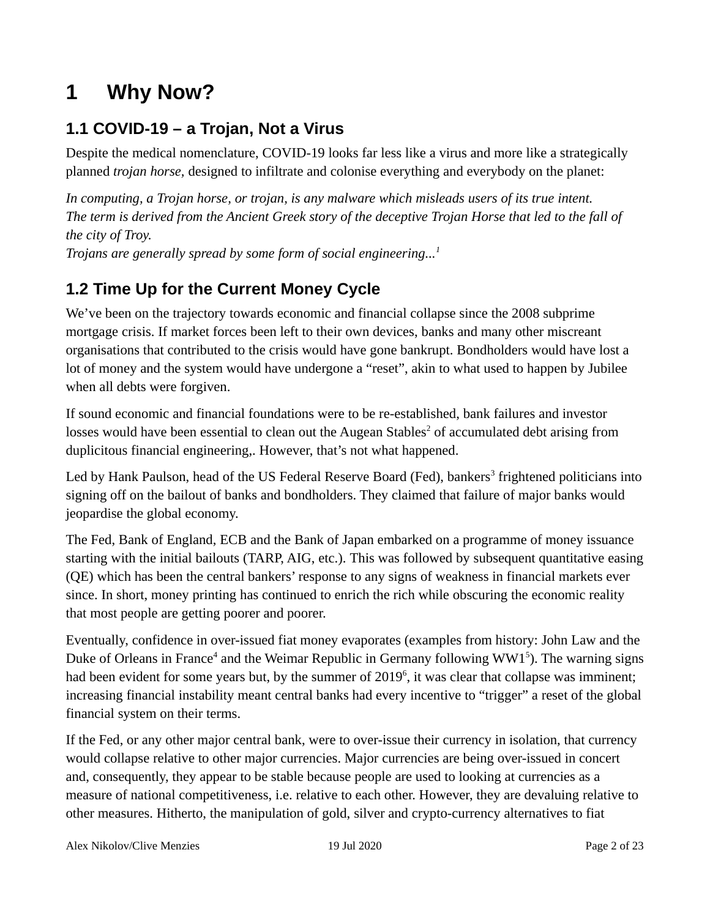# 1 Why Now?

## 1.1 COVID-19 – a Trojan, Not a Virus

Despite the medical nomenclature, COVID-19 looks far less like a virus and more like a strategically planned *trojan horse,* designed to infiltrate and colonise everything and everybody on the planet:

*In computing, a Trojan horse, or trojan, is any malware which misleads users of its true intent.*
*The term is derived from the Ancient Greek story of the deceptive Trojan Horse that led to the fall of the city of Troy.*
*Trojans are generally spread by some form of social engineering...*[1]

## 1.2 Time Up for the Current Money Cycle

We've been on the trajectory towards economic and financial collapse since the 2008 subprime mortgage crisis. If market forces been left to their own devices, banks and many other miscreant organisations that contributed to the crisis would have gone bankrupt. Bondholders would have lost a lot of money and the system would have undergone a "reset", akin to what used to happen by Jubilee when all debts were forgiven.

If sound economic and financial foundations were to be re-established, bank failures and investor losses would have been essential to clean out the Augean Stables[2] of accumulated debt arising from duplicitous financial engineering,. However, that's not what happened.

Led by Hank Paulson, head of the US Federal Reserve Board (Fed), bankers[3] frightened politicians into signing off on the bailout of banks and bondholders. They claimed that failure of major banks would jeopardise the global economy.

The Fed, Bank of England, ECB and the Bank of Japan embarked on a programme of money issuance starting with the initial bailouts (TARP, AIG, etc.). This was followed by subsequent quantitative easing (QE) which has been the central bankers' response to any signs of weakness in financial markets ever since. In short, money printing has continued to enrich the rich while obscuring the economic reality that most people are getting poorer and poorer.

Eventually, confidence in over-issued fiat money evaporates (examples from history: John Law and the Duke of Orleans in France[4] and the Weimar Republic in Germany following WW1[5]). The warning signs had been evident for some years but, by the summer of 2019[6], it was clear that collapse was imminent; increasing financial instability meant central banks had every incentive to "trigger" a reset of the global financial system on their terms.

If the Fed, or any other major central bank, were to over-issue their currency in isolation, that currency would collapse relative to other major currencies. Major currencies are being over-issued in concert and, consequently, they appear to be stable because people are used to looking at currencies as a measure of national competitiveness, i.e. relative to each other. However, they are devaluing relative to other measures. Hitherto, the manipulation of gold, silver and crypto-currency alternatives to fiat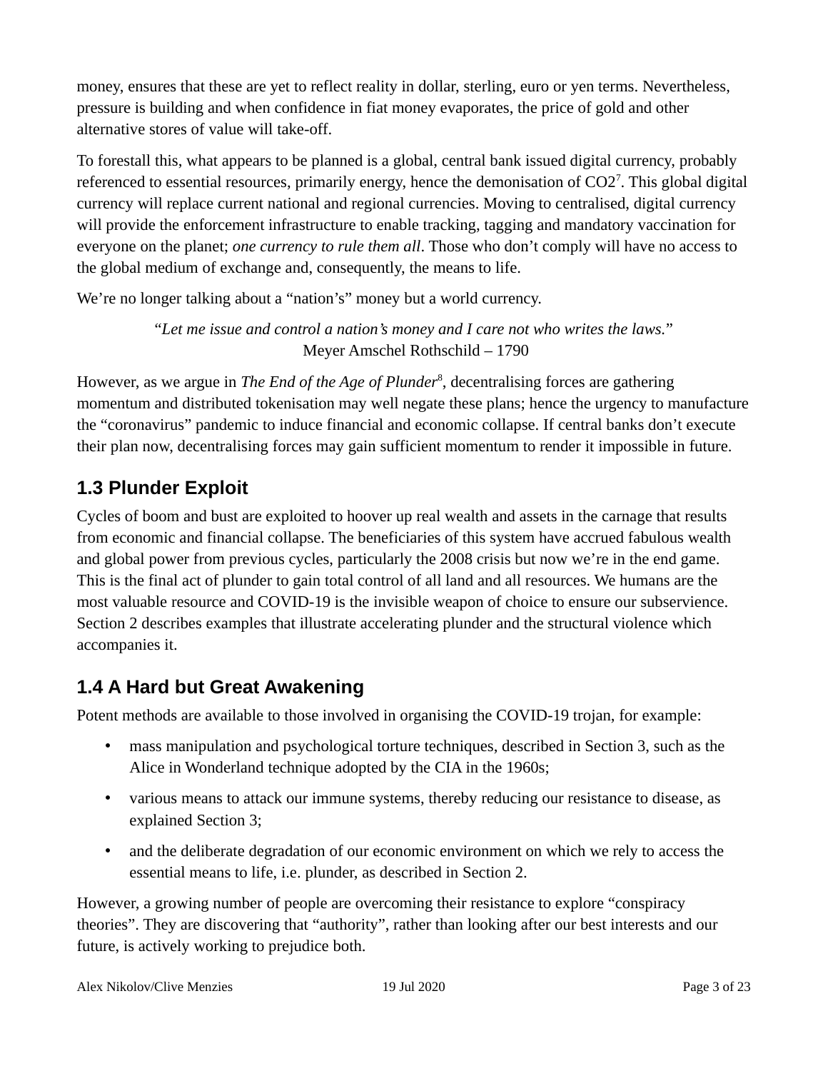money, ensures that these are yet to reflect reality in dollar, sterling, euro or yen terms. Nevertheless, pressure is building and when confidence in fiat money evaporates, the price of gold and other alternative stores of value will take-off.

To forestall this, what appears to be planned is a global, central bank issued digital currency, probably referenced to essential resources, primarily energy, hence the demonisation of $CO_2$[7]. This global digital currency will replace current national and regional currencies. Moving to centralised, digital currency will provide the enforcement infrastructure to enable tracking, tagging and mandatory vaccination for everyone on the planet; *one currency to rule them all*. Those who don't comply will have no access to the global medium of exchange and, consequently, the means to life.

We're no longer talking about a "nation's" money but a world currency.

> "*Let me issue and control a nation's money and I care not who writes the laws.*"
> Meyer Amschel Rothschild – 1790

However, as we argue in *The End of the Age of Plunder*[8], decentralising forces are gathering momentum and distributed tokenisation may well negate these plans; hence the urgency to manufacture the "coronavirus" pandemic to induce financial and economic collapse. If central banks don't execute their plan now, decentralising forces may gain sufficient momentum to render it impossible in future.

## 1.3 Plunder Exploit

Cycles of boom and bust are exploited to hoover up real wealth and assets in the carnage that results from economic and financial collapse. The beneficiaries of this system have accrued fabulous wealth and global power from previous cycles, particularly the 2008 crisis but now we're in the end game. This is the final act of plunder to gain total control of all land and all resources. We humans are the most valuable resource and COVID-19 is the invisible weapon of choice to ensure our subservience. Section 2 describes examples that illustrate accelerating plunder and the structural violence which accompanies it.

## 1.4 A Hard but Great Awakening

Potent methods are available to those involved in organising the COVID-19 trojan, for example:

- mass manipulation and psychological torture techniques, described in Section 3, such as the Alice in Wonderland technique adopted by the CIA in the 1960s;
- various means to attack our immune systems, thereby reducing our resistance to disease, as explained Section 3;
- and the deliberate degradation of our economic environment on which we rely to access the essential means to life, i.e. plunder, as described in Section 2.

However, a growing number of people are overcoming their resistance to explore "conspiracy theories". They are discovering that "authority", rather than looking after our best interests and our future, is actively working to prejudice both.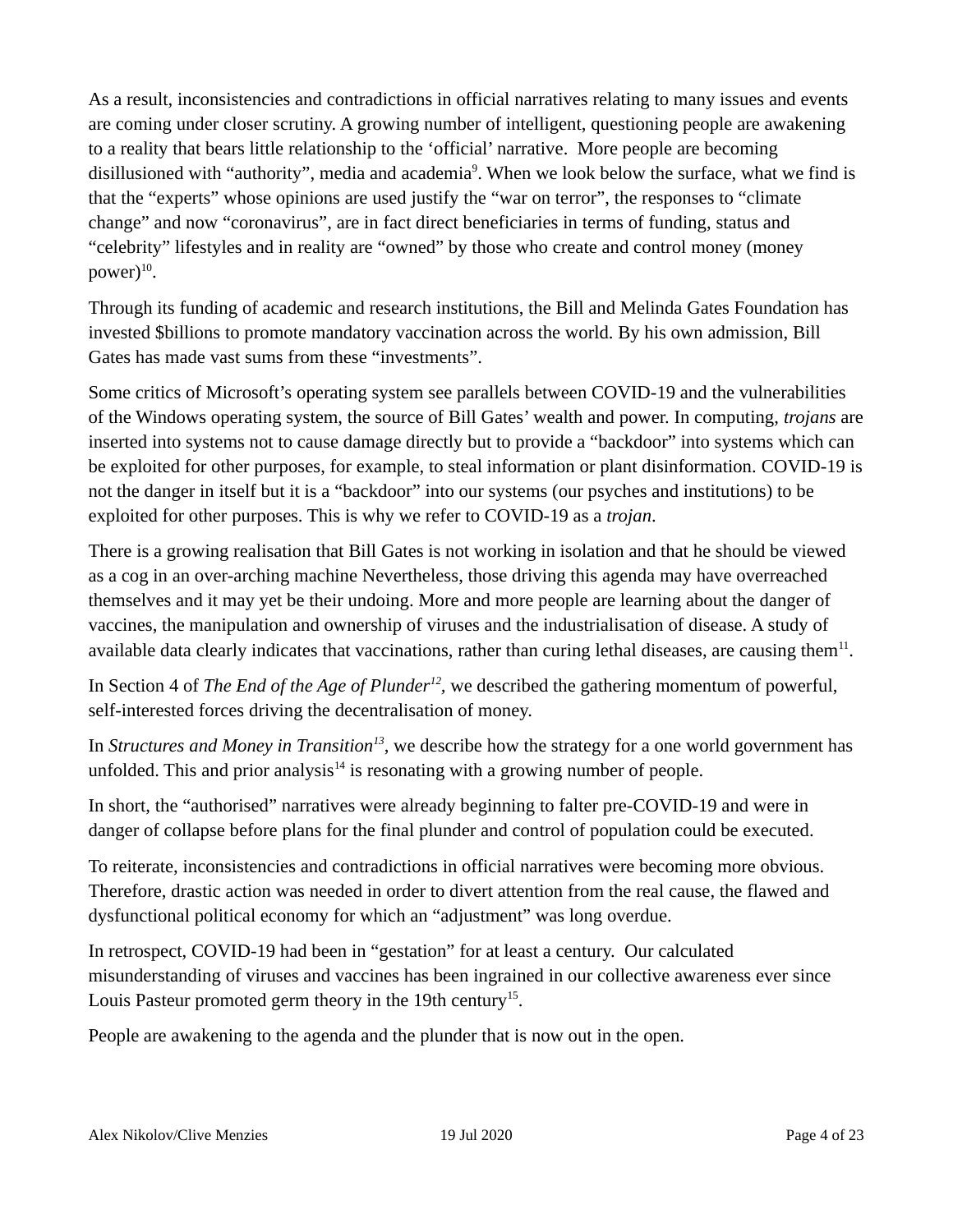As a result, inconsistencies and contradictions in official narratives relating to many issues and events are coming under closer scrutiny. A growing number of intelligent, questioning people are awakening to a reality that bears little relationship to the ‘official’ narrative. More people are becoming disillusioned with “authority”, media and academia[9]. When we look below the surface, what we find is that the “experts” whose opinions are used justify the “war on terror”, the responses to “climate change” and now “coronavirus”, are in fact direct beneficiaries in terms of funding, status and “celebrity” lifestyles and in reality are “owned” by those who create and control money (money power)[10].

Through its funding of academic and research institutions, the Bill and Melinda Gates Foundation has invested $billions to promote mandatory vaccination across the world. By his own admission, Bill Gates has made vast sums from these “investments”.

Some critics of Microsoft’s operating system see parallels between COVID-19 and the vulnerabilities of the Windows operating system, the source of Bill Gates’ wealth and power. In computing, *trojans* are inserted into systems not to cause damage directly but to provide a “backdoor” into systems which can be exploited for other purposes, for example, to steal information or plant disinformation. COVID-19 is not the danger in itself but it is a “backdoor” into our systems (our psyches and institutions) to be exploited for other purposes. This is why we refer to COVID-19 as a *trojan*.

There is a growing realisation that Bill Gates is not working in isolation and that he should be viewed as a cog in an over-arching machine Nevertheless, those driving this agenda may have overreached themselves and it may yet be their undoing. More and more people are learning about the danger of vaccines, the manipulation and ownership of viruses and the industrialisation of disease. A study of available data clearly indicates that vaccinations, rather than curing lethal diseases, are causing them[11].

In Section 4 of *The End of the Age of Plunder*[12], we described the gathering momentum of powerful, self-interested forces driving the decentralisation of money.

In *Structures and Money in Transition*[13], we describe how the strategy for a one world government has unfolded. This and prior analysis[14] is resonating with a growing number of people.

In short, the “authorised” narratives were already beginning to falter pre-COVID-19 and were in danger of collapse before plans for the final plunder and control of population could be executed.

To reiterate, inconsistencies and contradictions in official narratives were becoming more obvious. Therefore, drastic action was needed in order to divert attention from the real cause, the flawed and dysfunctional political economy for which an “adjustment” was long overdue.

In retrospect, COVID-19 had been in “gestation” for at least a century. Our calculated misunderstanding of viruses and vaccines has been ingrained in our collective awareness ever since Louis Pasteur promoted germ theory in the 19th century[15].

People are awakening to the agenda and the plunder that is now out in the open.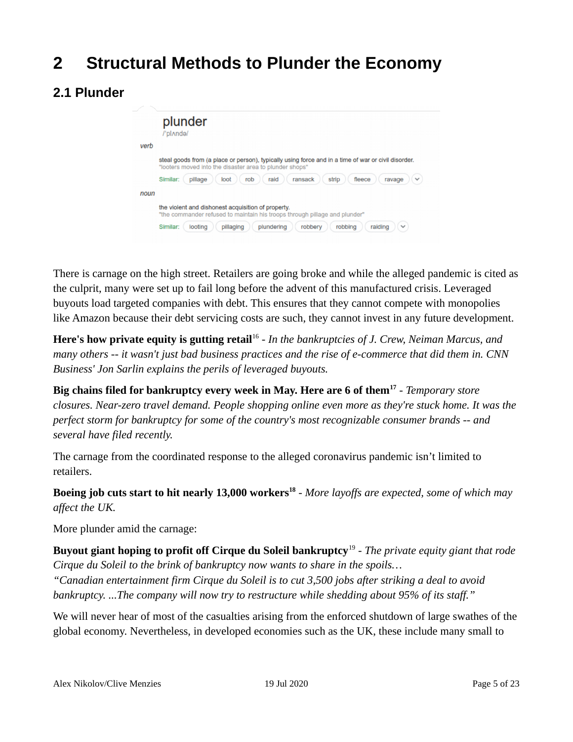# 2 Structural Methods to Plunder the Economy

## 2.1 Plunder

plunder
/ˈplʌndə/

*verb*

steal goods from (a place or person), typically using force and in a time of war or civil disorder.
"looters moved into the disaster area to plunder shops"

Similar: pillage loot rob raid ransack strip fleece ravage

*noun*

the violent and dishonest acquisition of property.
"the commander refused to maintain his troops through pillage and plunder"

Similar: looting pillaging plundering robbery robbing raiding

There is carnage on the high street. Retailers are going broke and while the alleged pandemic is cited as the culprit, many were set up to fail long before the advent of this manufactured crisis. Leveraged buyouts load targeted companies with debt. This ensures that they cannot compete with monopolies like Amazon because their debt servicing costs are such, they cannot invest in any future development.

**Here's how private equity is gutting retail**[16] - *In the bankruptcies of J. Crew, Neiman Marcus, and many others -- it wasn't just bad business practices and the rise of e-commerce that did them in. CNN Business' Jon Sarlin explains the perils of leveraged buyouts.*

**Big chains filed for bankruptcy every week in May. Here are 6 of them**[17] - *Temporary store closures. Near-zero travel demand. People shopping online even more as they're stuck home. It was the perfect storm for bankruptcy for some of the country's most recognizable consumer brands -- and several have filed recently.*

The carnage from the coordinated response to the alleged coronavirus pandemic isn't limited to retailers.

**Boeing job cuts start to hit nearly 13,000 workers**[18] - *More layoffs are expected, some of which may affect the UK.*

More plunder amid the carnage:

**Buyout giant hoping to profit off Cirque du Soleil bankruptcy**[19] - *The private equity giant that rode Cirque du Soleil to the brink of bankruptcy now wants to share in the spoils…*
*"Canadian entertainment firm Cirque du Soleil is to cut 3,500 jobs after striking a deal to avoid bankruptcy. ...The company will now try to restructure while shedding about 95% of its staff."*

We will never hear of most of the casualties arising from the enforced shutdown of large swathes of the global economy. Nevertheless, in developed economies such as the UK, these include many small to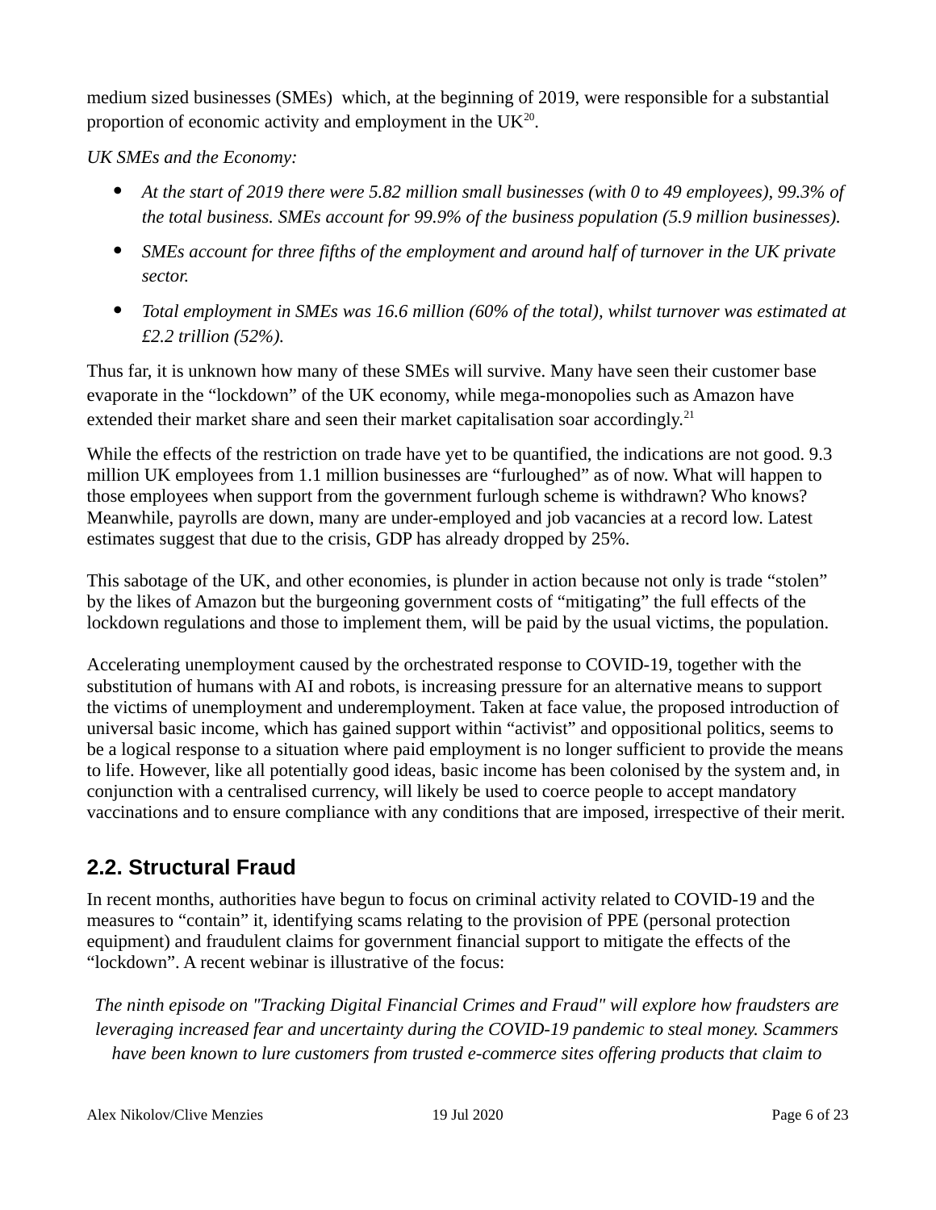medium sized businesses (SMEs)  which, at the beginning of 2019, were responsible for a substantial proportion of economic activity and employment in the UK[20].

*UK SMEs and the Economy:*

- *At the start of 2019 there were 5.82 million small businesses (with 0 to 49 employees), 99.3% of the total business. SMEs account for 99.9% of the business population (5.9 million businesses).*
- *SMEs account for three fifths of the employment and around half of turnover in the UK private sector.*
- *Total employment in SMEs was 16.6 million (60% of the total), whilst turnover was estimated at £2.2 trillion (52%).*

Thus far, it is unknown how many of these SMEs will survive. Many have seen their customer base evaporate in the "lockdown" of the UK economy, while mega-monopolies such as Amazon have extended their market share and seen their market capitalisation soar accordingly.[21]

While the effects of the restriction on trade have yet to be quantified, the indications are not good. 9.3 million UK employees from 1.1 million businesses are "furloughed" as of now. What will happen to those employees when support from the government furlough scheme is withdrawn? Who knows? Meanwhile, payrolls are down, many are under-employed and job vacancies at a record low. Latest estimates suggest that due to the crisis, GDP has already dropped by 25%.

This sabotage of the UK, and other economies, is plunder in action because not only is trade "stolen" by the likes of Amazon but the burgeoning government costs of "mitigating" the full effects of the lockdown regulations and those to implement them, will be paid by the usual victims, the population.

Accelerating unemployment caused by the orchestrated response to COVID-19, together with the substitution of humans with AI and robots, is increasing pressure for an alternative means to support the victims of unemployment and underemployment. Taken at face value, the proposed introduction of universal basic income, which has gained support within "activist" and oppositional politics, seems to be a logical response to a situation where paid employment is no longer sufficient to provide the means to life. However, like all potentially good ideas, basic income has been colonised by the system and, in conjunction with a centralised currency, will likely be used to coerce people to accept mandatory vaccinations and to ensure compliance with any conditions that are imposed, irrespective of their merit.

## 2.2. Structural Fraud

In recent months, authorities have begun to focus on criminal activity related to COVID-19 and the measures to "contain" it, identifying scams relating to the provision of PPE (personal protection equipment) and fraudulent claims for government financial support to mitigate the effects of the "lockdown". A recent webinar is illustrative of the focus:

*The ninth episode on "Tracking Digital Financial Crimes and Fraud" will explore how fraudsters are leveraging increased fear and uncertainty during the COVID-19 pandemic to steal money. Scammers have been known to lure customers from trusted e-commerce sites offering products that claim to*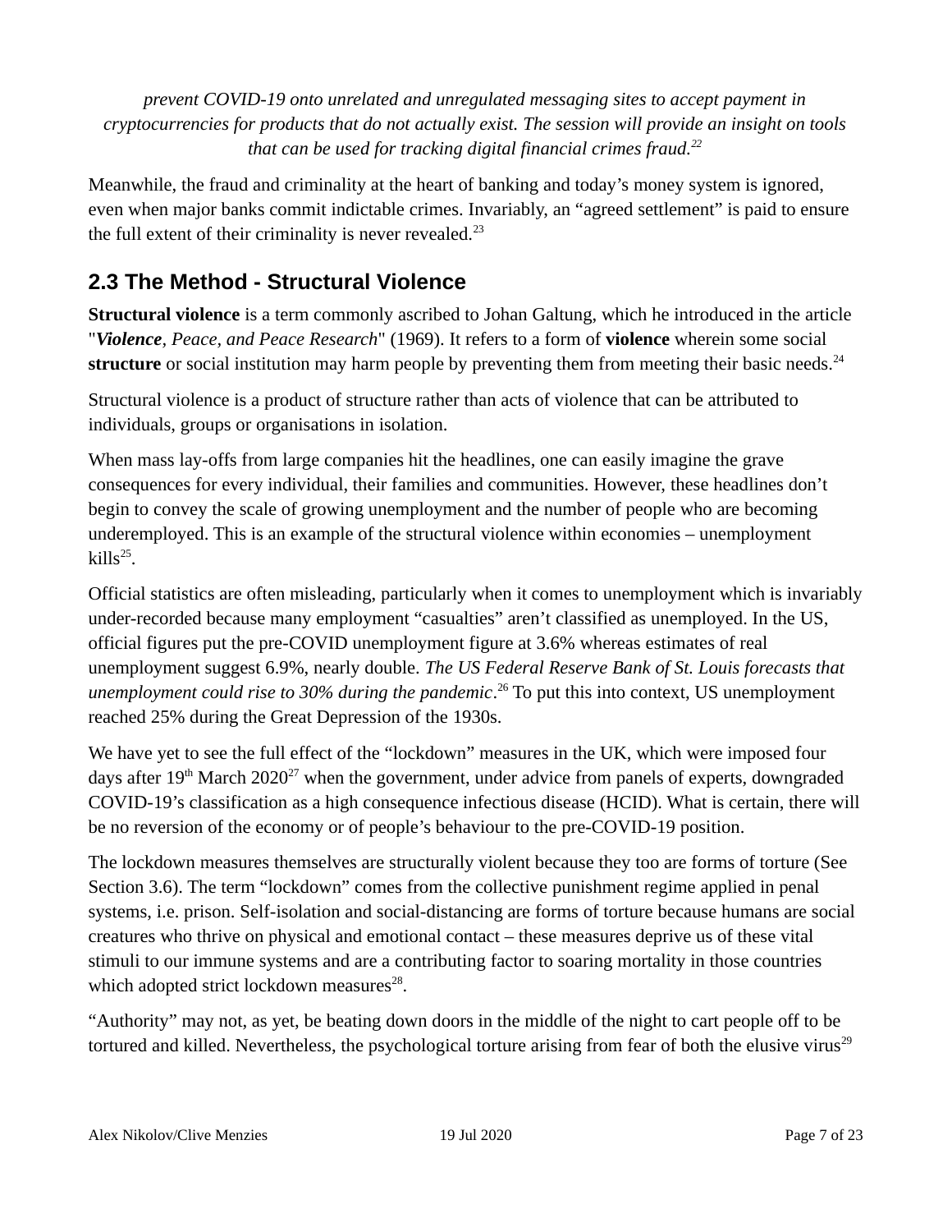*prevent COVID-19 onto unrelated and unregulated messaging sites to accept payment in cryptocurrencies for products that do not actually exist. The session will provide an insight on tools that can be used for tracking digital financial crimes fraud.*[22]

Meanwhile, the fraud and criminality at the heart of banking and today's money system is ignored, even when major banks commit indictable crimes. Invariably, an "agreed settlement" is paid to ensure the full extent of their criminality is never revealed.[23]

## 2.3 The Method - Structural Violence

**Structural violence** is a term commonly ascribed to Johan Galtung, which he introduced in the article "***Violence****, Peace, and Peace Research*" (1969). It refers to a form of **violence** wherein some social **structure** or social institution may harm people by preventing them from meeting their basic needs.[24]

Structural violence is a product of structure rather than acts of violence that can be attributed to individuals, groups or organisations in isolation.

When mass lay-offs from large companies hit the headlines, one can easily imagine the grave consequences for every individual, their families and communities. However, these headlines don't begin to convey the scale of growing unemployment and the number of people who are becoming underemployed. This is an example of the structural violence within economies – unemployment kills[25].

Official statistics are often misleading, particularly when it comes to unemployment which is invariably under-recorded because many employment "casualties" aren't classified as unemployed. In the US, official figures put the pre-COVID unemployment figure at 3.6% whereas estimates of real unemployment suggest 6.9%, nearly double. *The US Federal Reserve Bank of St. Louis forecasts that unemployment could rise to 30% during the pandemic*.[26] To put this into context, US unemployment reached 25% during the Great Depression of the 1930s.

We have yet to see the full effect of the "lockdown" measures in the UK, which were imposed four days after 19th March 2020[27] when the government, under advice from panels of experts, downgraded COVID-19's classification as a high consequence infectious disease (HCID). What is certain, there will be no reversion of the economy or of people's behaviour to the pre-COVID-19 position.

The lockdown measures themselves are structurally violent because they too are forms of torture (See Section 3.6). The term "lockdown" comes from the collective punishment regime applied in penal systems, i.e. prison. Self-isolation and social-distancing are forms of torture because humans are social creatures who thrive on physical and emotional contact – these measures deprive us of these vital stimuli to our immune systems and are a contributing factor to soaring mortality in those countries which adopted strict lockdown measures[28].

"Authority" may not, as yet, be beating down doors in the middle of the night to cart people off to be tortured and killed. Nevertheless, the psychological torture arising from fear of both the elusive virus[29]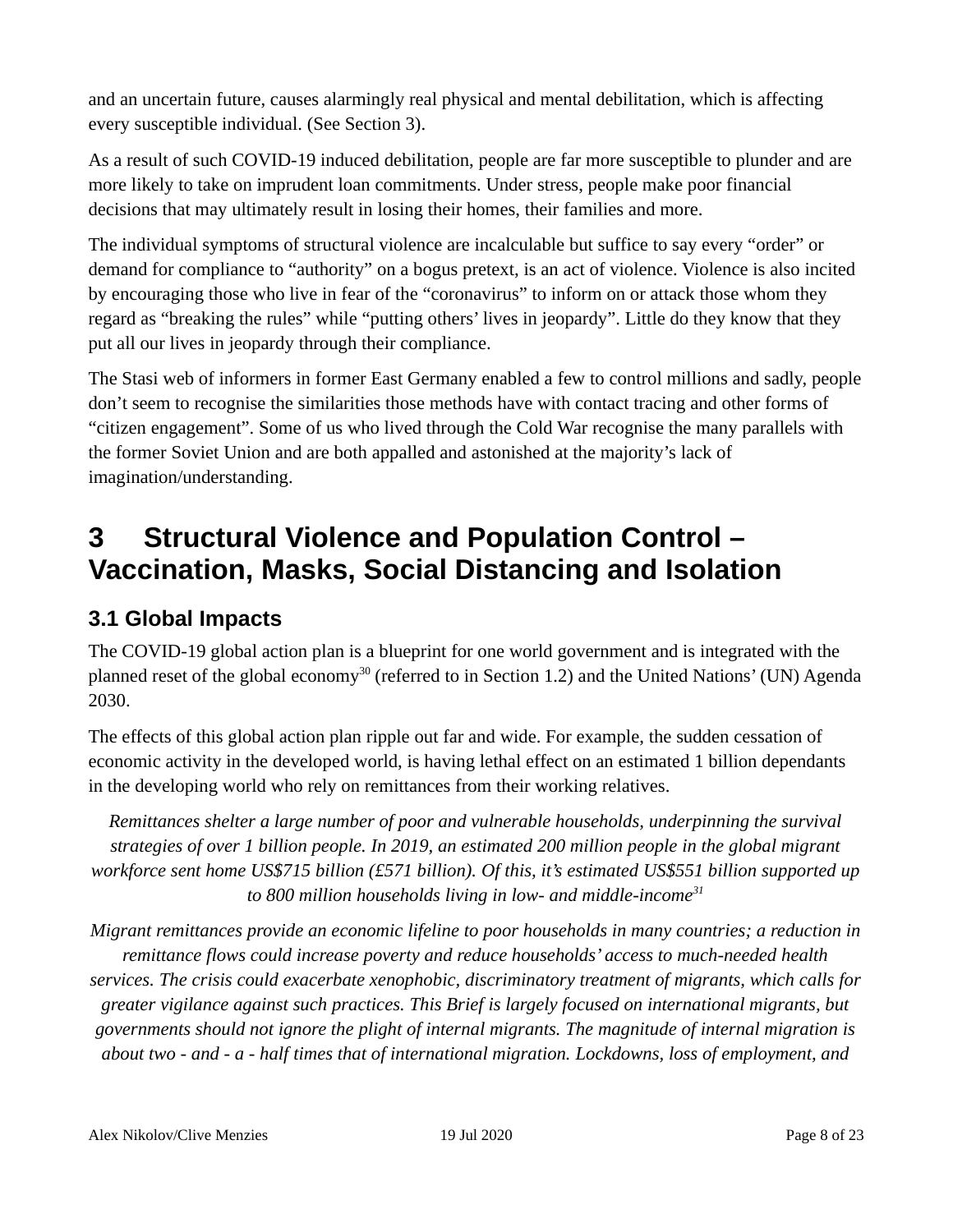and an uncertain future, causes alarmingly real physical and mental debilitation, which is affecting every susceptible individual. (See Section 3).

As a result of such COVID-19 induced debilitation, people are far more susceptible to plunder and are more likely to take on imprudent loan commitments. Under stress, people make poor financial decisions that may ultimately result in losing their homes, their families and more.

The individual symptoms of structural violence are incalculable but suffice to say every "order" or demand for compliance to "authority" on a bogus pretext, is an act of violence. Violence is also incited by encouraging those who live in fear of the "coronavirus" to inform on or attack those whom they regard as "breaking the rules" while "putting others' lives in jeopardy". Little do they know that they put all our lives in jeopardy through their compliance.

The Stasi web of informers in former East Germany enabled a few to control millions and sadly, people don't seem to recognise the similarities those methods have with contact tracing and other forms of "citizen engagement". Some of us who lived through the Cold War recognise the many parallels with the former Soviet Union and are both appalled and astonished at the majority's lack of imagination/understanding.

# 3 Structural Violence and Population Control – Vaccination, Masks, Social Distancing and Isolation

## 3.1 Global Impacts

The COVID-19 global action plan is a blueprint for one world government and is integrated with the planned reset of the global economy[30] (referred to in Section 1.2) and the United Nations' (UN) Agenda 2030.

The effects of this global action plan ripple out far and wide. For example, the sudden cessation of economic activity in the developed world, is having lethal effect on an estimated 1 billion dependants in the developing world who rely on remittances from their working relatives.

*Remittances shelter a large number of poor and vulnerable households, underpinning the survival strategies of over 1 billion people. In 2019, an estimated 200 million people in the global migrant workforce sent home US$715 billion (£571 billion). Of this, it's estimated US$551 billion supported up to 800 million households living in low- and middle-income*[31]

*Migrant remittances provide an economic lifeline to poor households in many countries; a reduction in remittance flows could increase poverty and reduce households' access to much-needed health services. The crisis could exacerbate xenophobic, discriminatory treatment of migrants, which calls for greater vigilance against such practices. This Brief is largely focused on international migrants, but governments should not ignore the plight of internal migrants. The magnitude of internal migration is about two - and - a - half times that of international migration. Lockdowns, loss of employment, and*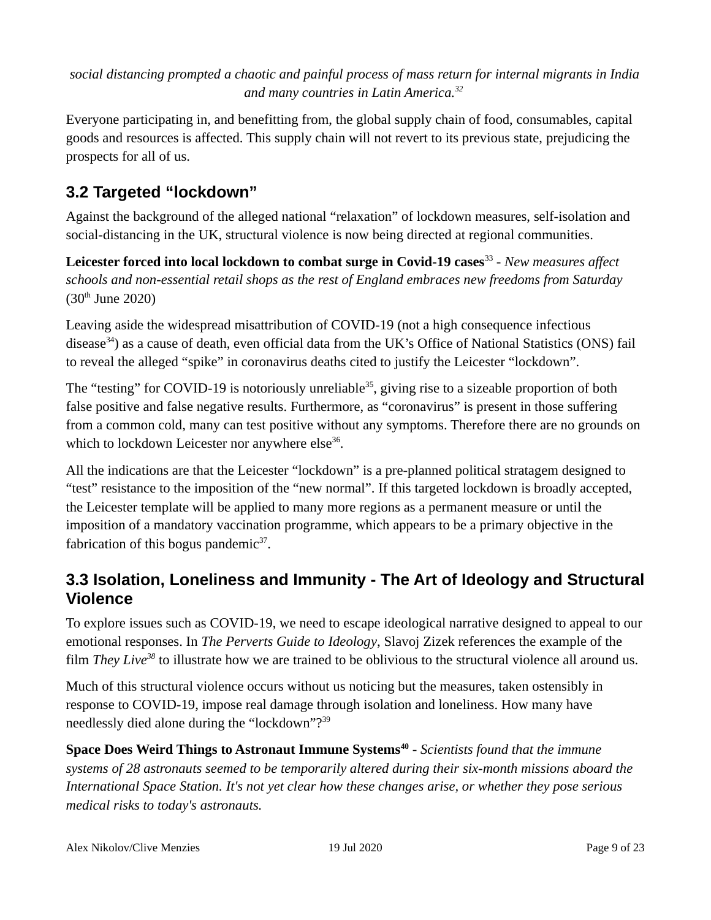*social distancing prompted a chaotic and painful process of mass return for internal migrants in India and many countries in Latin America.[32]*

Everyone participating in, and benefitting from, the global supply chain of food, consumables, capital goods and resources is affected. This supply chain will not revert to its previous state, prejudicing the prospects for all of us.

## 3.2 Targeted "lockdown"

Against the background of the alleged national "relaxation" of lockdown measures, self-isolation and social-distancing in the UK, structural violence is now being directed at regional communities.

**Leicester forced into local lockdown to combat surge in Covid-19 cases**[33] - *New measures affect schools and non-essential retail shops as the rest of England embraces new freedoms from Saturday* (30th June 2020)

Leaving aside the widespread misattribution of COVID-19 (not a high consequence infectious disease[34]) as a cause of death, even official data from the UK's Office of National Statistics (ONS) fail to reveal the alleged "spike" in coronavirus deaths cited to justify the Leicester "lockdown".

The "testing" for COVID-19 is notoriously unreliable[35], giving rise to a sizeable proportion of both false positive and false negative results. Furthermore, as "coronavirus" is present in those suffering from a common cold, many can test positive without any symptoms. Therefore there are no grounds on which to lockdown Leicester nor anywhere else[36].

All the indications are that the Leicester "lockdown" is a pre-planned political stratagem designed to "test" resistance to the imposition of the "new normal". If this targeted lockdown is broadly accepted, the Leicester template will be applied to many more regions as a permanent measure or until the imposition of a mandatory vaccination programme, which appears to be a primary objective in the fabrication of this bogus pandemic[37].

## 3.3 Isolation, Loneliness and Immunity - The Art of Ideology and Structural Violence

To explore issues such as COVID-19, we need to escape ideological narrative designed to appeal to our emotional responses. In *The Perverts Guide to Ideology*, Slavoj Zizek references the example of the film *They Live*[38] to illustrate how we are trained to be oblivious to the structural violence all around us.

Much of this structural violence occurs without us noticing but the measures, taken ostensibly in response to COVID-19, impose real damage through isolation and loneliness. How many have needlessly died alone during the "lockdown"?[39]

**Space Does Weird Things to Astronaut Immune Systems**[40] - *Scientists found that the immune systems of 28 astronauts seemed to be temporarily altered during their six-month missions aboard the International Space Station. It's not yet clear how these changes arise, or whether they pose serious medical risks to today's astronauts.*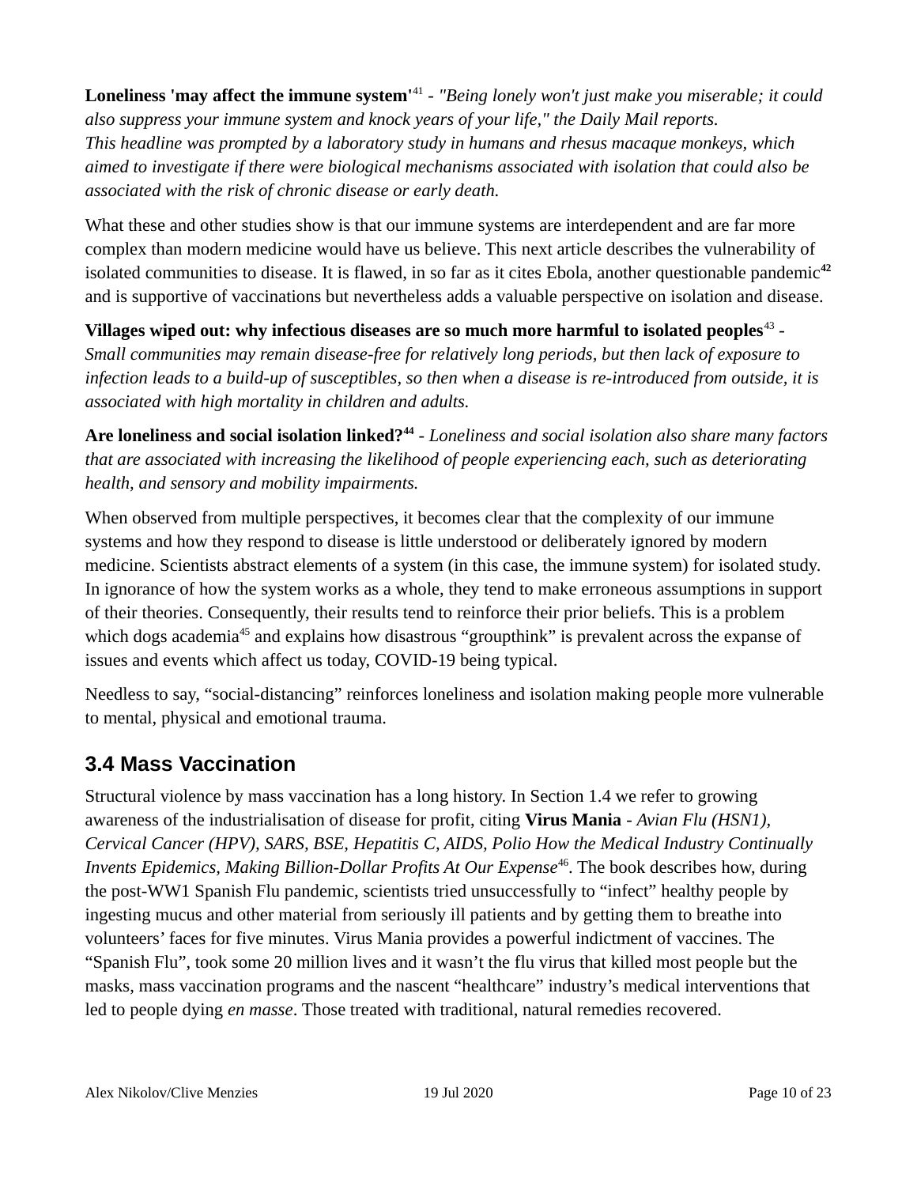**Loneliness 'may affect the immune system'**[41] - *"Being lonely won't just make you miserable; it could also suppress your immune system and knock years of your life," the Daily Mail reports. This headline was prompted by a laboratory study in humans and rhesus macaque monkeys, which aimed to investigate if there were biological mechanisms associated with isolation that could also be associated with the risk of chronic disease or early death.*

What these and other studies show is that our immune systems are interdependent and are far more complex than modern medicine would have us believe. This next article describes the vulnerability of isolated communities to disease. It is flawed, in so far as it cites Ebola, another questionable pandemic[42] and is supportive of vaccinations but nevertheless adds a valuable perspective on isolation and disease.

**Villages wiped out: why infectious diseases are so much more harmful to isolated peoples**[43] - *Small communities may remain disease-free for relatively long periods, but then lack of exposure to infection leads to a build-up of susceptibles, so then when a disease is re-introduced from outside, it is associated with high mortality in children and adults.*

**Are loneliness and social isolation linked?**[44] - *Loneliness and social isolation also share many factors that are associated with increasing the likelihood of people experiencing each, such as deteriorating health, and sensory and mobility impairments.*

When observed from multiple perspectives, it becomes clear that the complexity of our immune systems and how they respond to disease is little understood or deliberately ignored by modern medicine. Scientists abstract elements of a system (in this case, the immune system) for isolated study. In ignorance of how the system works as a whole, they tend to make erroneous assumptions in support of their theories. Consequently, their results tend to reinforce their prior beliefs. This is a problem which dogs academia[45] and explains how disastrous "groupthink" is prevalent across the expanse of issues and events which affect us today, COVID-19 being typical.

Needless to say, "social-distancing" reinforces loneliness and isolation making people more vulnerable to mental, physical and emotional trauma.

## 3.4 Mass Vaccination

Structural violence by mass vaccination has a long history. In Section 1.4 we refer to growing awareness of the industrialisation of disease for profit, citing **Virus Mania** - *Avian Flu (HSN1), Cervical Cancer (HPV), SARS, BSE, Hepatitis C, AIDS, Polio How the Medical Industry Continually Invents Epidemics, Making Billion-Dollar Profits At Our Expense*[46]. The book describes how, during the post-WW1 Spanish Flu pandemic, scientists tried unsuccessfully to "infect" healthy people by ingesting mucus and other material from seriously ill patients and by getting them to breathe into volunteers' faces for five minutes. Virus Mania provides a powerful indictment of vaccines. The "Spanish Flu", took some 20 million lives and it wasn't the flu virus that killed most people but the masks, mass vaccination programs and the nascent "healthcare" industry's medical interventions that led to people dying *en masse*. Those treated with traditional, natural remedies recovered.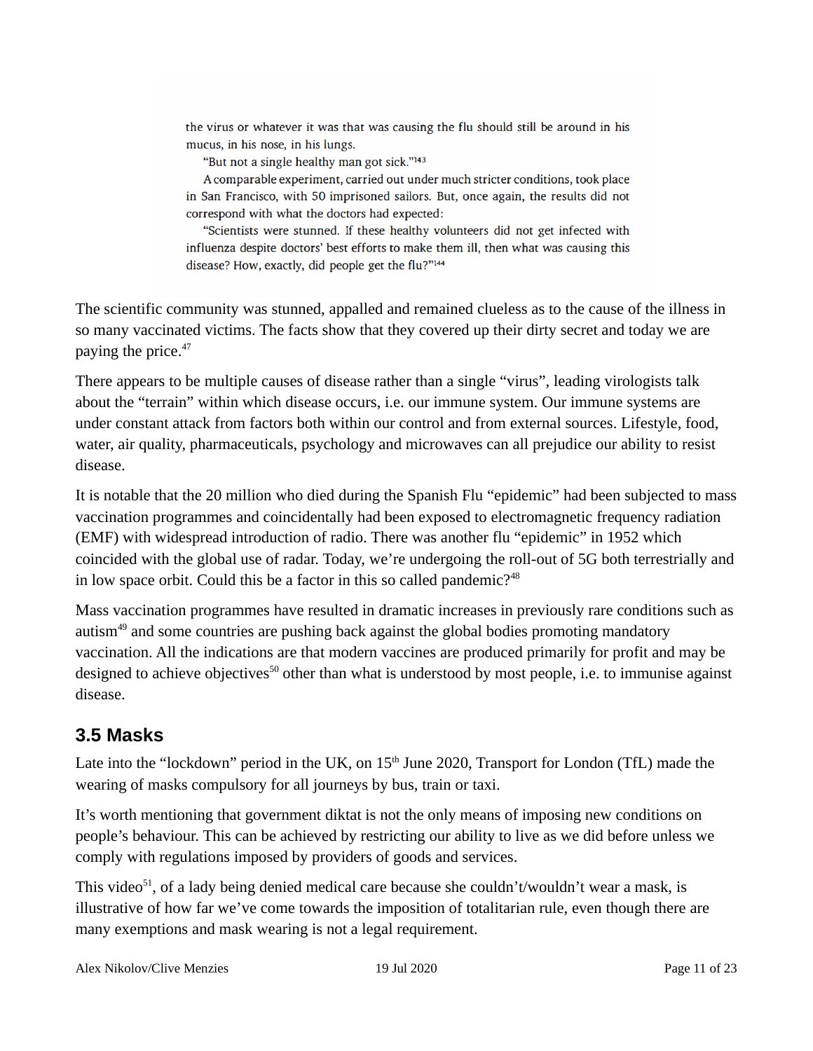> the virus or whatever it was that was causing the flu should still be around in his mucus, in his nose, in his lungs.
>
> "But not a single healthy man got sick."[143]
>
> A comparable experiment, carried out under much stricter conditions, took place in San Francisco, with 50 imprisoned sailors. But, once again, the results did not correspond with what the doctors had expected:
>
> "Scientists were stunned. If these healthy volunteers did not get infected with influenza despite doctors' best efforts to make them ill, then what was causing this disease? How, exactly, did people get the flu?"[144]

The scientific community was stunned, appalled and remained clueless as to the cause of the illness in so many vaccinated victims. The facts show that they covered up their dirty secret and today we are paying the price.[47]

There appears to be multiple causes of disease rather than a single "virus", leading virologists talk about the "terrain" within which disease occurs, i.e. our immune system. Our immune systems are under constant attack from factors both within our control and from external sources. Lifestyle, food, water, air quality, pharmaceuticals, psychology and microwaves can all prejudice our ability to resist disease.

It is notable that the 20 million who died during the Spanish Flu "epidemic" had been subjected to mass vaccination programmes and coincidentally had been exposed to electromagnetic frequency radiation (EMF) with widespread introduction of radio. There was another flu "epidemic" in 1952 which coincided with the global use of radar. Today, we're undergoing the roll-out of 5G both terrestrially and in low space orbit. Could this be a factor in this so called pandemic?[48]

Mass vaccination programmes have resulted in dramatic increases in previously rare conditions such as autism[49] and some countries are pushing back against the global bodies promoting mandatory vaccination. All the indications are that modern vaccines are produced primarily for profit and may be designed to achieve objectives[50] other than what is understood by most people, i.e. to immunise against disease.

## 3.5 Masks

Late into the "lockdown" period in the UK, on 15th June 2020, Transport for London (TfL) made the wearing of masks compulsory for all journeys by bus, train or taxi.

It's worth mentioning that government diktat is not the only means of imposing new conditions on people's behaviour. This can be achieved by restricting our ability to live as we did before unless we comply with regulations imposed by providers of goods and services.

This video[51], of a lady being denied medical care because she couldn't/wouldn't wear a mask, is illustrative of how far we've come towards the imposition of totalitarian rule, even though there are many exemptions and mask wearing is not a legal requirement.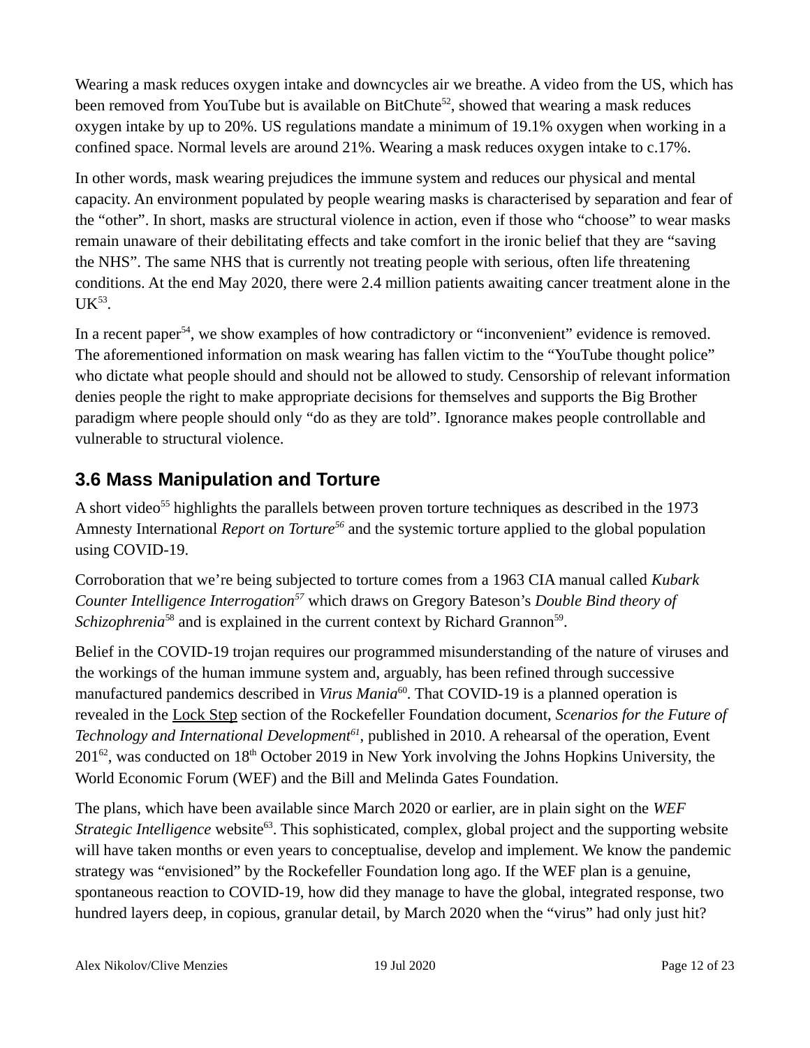Wearing a mask reduces oxygen intake and downcycles air we breathe. A video from the US, which has been removed from YouTube but is available on BitChute[52], showed that wearing a mask reduces oxygen intake by up to 20%. US regulations mandate a minimum of 19.1% oxygen when working in a confined space. Normal levels are around 21%. Wearing a mask reduces oxygen intake to c.17%.

In other words, mask wearing prejudices the immune system and reduces our physical and mental capacity. An environment populated by people wearing masks is characterised by separation and fear of the "other". In short, masks are structural violence in action, even if those who "choose" to wear masks remain unaware of their debilitating effects and take comfort in the ironic belief that they are "saving the NHS". The same NHS that is currently not treating people with serious, often life threatening conditions. At the end May 2020, there were 2.4 million patients awaiting cancer treatment alone in the UK[53].

In a recent paper[54], we show examples of how contradictory or "inconvenient" evidence is removed. The aforementioned information on mask wearing has fallen victim to the "YouTube thought police" who dictate what people should and should not be allowed to study. Censorship of relevant information denies people the right to make appropriate decisions for themselves and supports the Big Brother paradigm where people should only "do as they are told". Ignorance makes people controllable and vulnerable to structural violence.

## 3.6 Mass Manipulation and Torture

A short video[55] highlights the parallels between proven torture techniques as described in the 1973 Amnesty International *Report on Torture*[56] and the systemic torture applied to the global population using COVID-19.

Corroboration that we're being subjected to torture comes from a 1963 CIA manual called *Kubark Counter Intelligence Interrogation*[57] which draws on Gregory Bateson's *Double Bind theory of Schizophrenia*[58] and is explained in the current context by Richard Grannon[59].

Belief in the COVID-19 trojan requires our programmed misunderstanding of the nature of viruses and the workings of the human immune system and, arguably, has been refined through successive manufactured pandemics described in *Virus Mania*[60]. That COVID-19 is a planned operation is revealed in the Lock Step section of the Rockefeller Foundation document, *Scenarios for the Future of Technology and International Development*[61], published in 2010. A rehearsal of the operation, Event 201[62], was conducted on 18th October 2019 in New York involving the Johns Hopkins University, the World Economic Forum (WEF) and the Bill and Melinda Gates Foundation.

The plans, which have been available since March 2020 or earlier, are in plain sight on the *WEF Strategic Intelligence* website[63]. This sophisticated, complex, global project and the supporting website will have taken months or even years to conceptualise, develop and implement. We know the pandemic strategy was "envisioned" by the Rockefeller Foundation long ago. If the WEF plan is a genuine, spontaneous reaction to COVID-19, how did they manage to have the global, integrated response, two hundred layers deep, in copious, granular detail, by March 2020 when the "virus" had only just hit?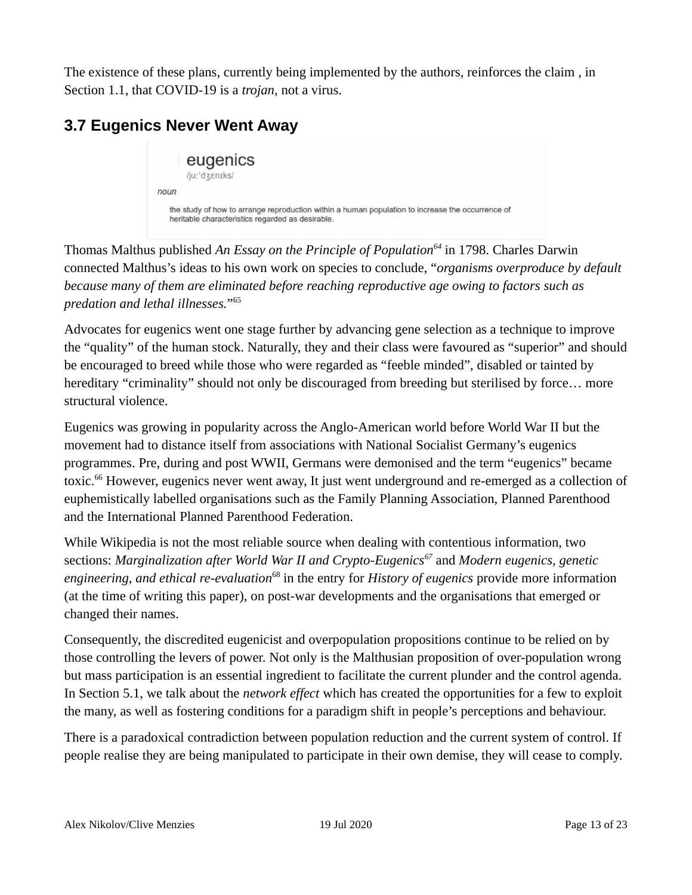The existence of these plans, currently being implemented by the authors, reinforces the claim , in Section 1.1, that COVID-19 is a *trojan*, not a virus.

## 3.7 Eugenics Never Went Away

eugenics
/juːˈdʒɛnɪks/

*noun*

the study of how to arrange reproduction within a human population to increase the occurrence of heritable characteristics regarded as desirable.

Thomas Malthus published *An Essay on the Principle of Population*[64] in 1798. Charles Darwin connected Malthus's ideas to his own work on species to conclude, "*organisms overproduce by default because many of them are eliminated before reaching reproductive age owing to factors such as predation and lethal illnesses.*"[65]

Advocates for eugenics went one stage further by advancing gene selection as a technique to improve the "quality" of the human stock. Naturally, they and their class were favoured as "superior" and should be encouraged to breed while those who were regarded as "feeble minded", disabled or tainted by hereditary "criminality" should not only be discouraged from breeding but sterilised by force… more structural violence.

Eugenics was growing in popularity across the Anglo-American world before World War II but the movement had to distance itself from associations with National Socialist Germany's eugenics programmes. Pre, during and post WWII, Germans were demonised and the term "eugenics" became toxic.[66] However, eugenics never went away, It just went underground and re-emerged as a collection of euphemistically labelled organisations such as the Family Planning Association, Planned Parenthood and the International Planned Parenthood Federation.

While Wikipedia is not the most reliable source when dealing with contentious information, two sections: *Marginalization after World War II and Crypto-Eugenics*[67] and *Modern eugenics, genetic engineering, and ethical re-evaluation*[68] in the entry for *History of eugenics* provide more information (at the time of writing this paper), on post-war developments and the organisations that emerged or changed their names.

Consequently, the discredited eugenicist and overpopulation propositions continue to be relied on by those controlling the levers of power. Not only is the Malthusian proposition of over-population wrong but mass participation is an essential ingredient to facilitate the current plunder and the control agenda. In Section 5.1, we talk about the *network effect* which has created the opportunities for a few to exploit the many, as well as fostering conditions for a paradigm shift in people's perceptions and behaviour.

There is a paradoxical contradiction between population reduction and the current system of control. If people realise they are being manipulated to participate in their own demise, they will cease to comply.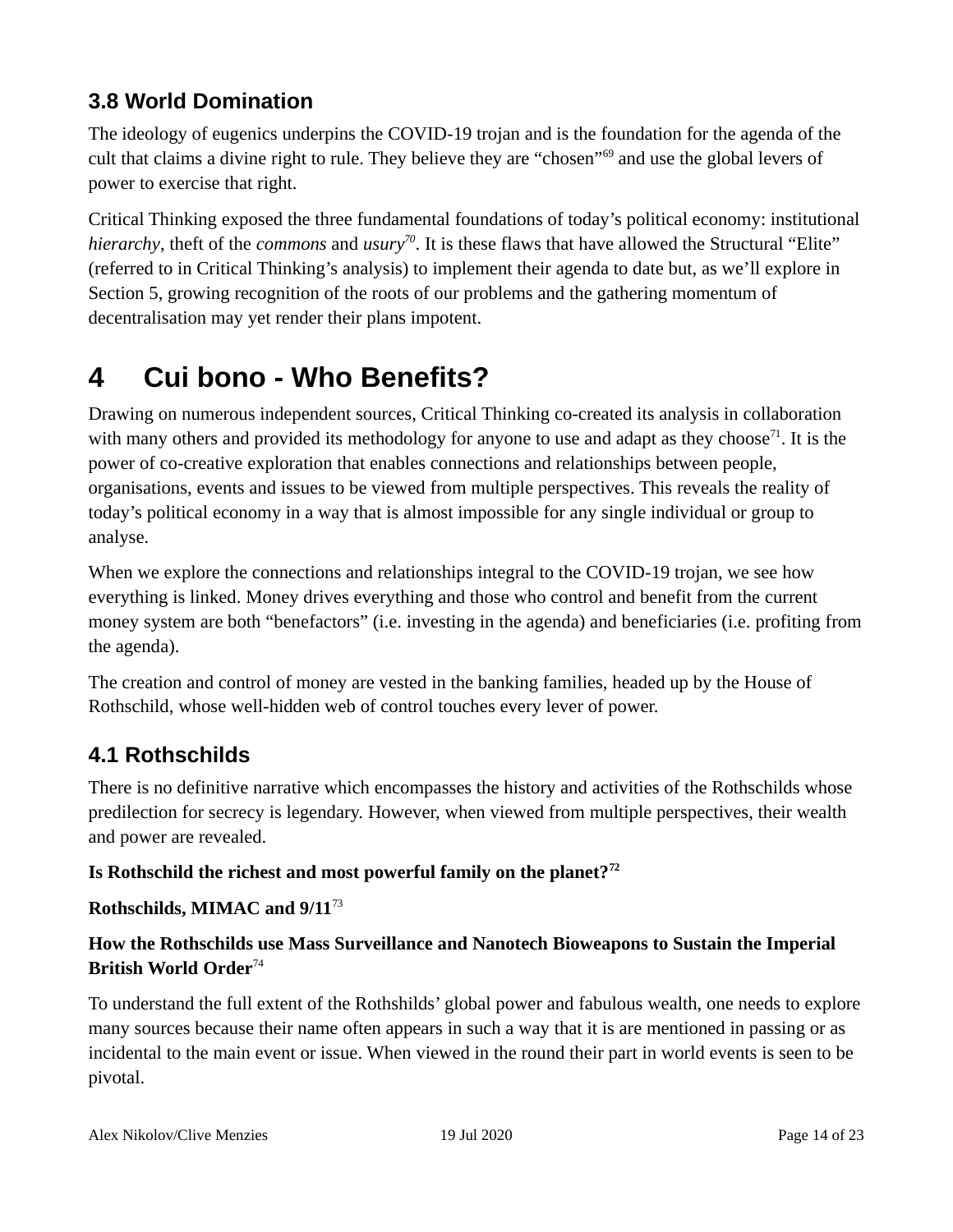## 3.8 World Domination

The ideology of eugenics underpins the COVID-19 trojan and is the foundation for the agenda of the cult that claims a divine right to rule. They believe they are "chosen"[69] and use the global levers of power to exercise that right.

Critical Thinking exposed the three fundamental foundations of today's political economy: institutional *hierarchy*, theft of the *commons* and *usury*[70]. It is these flaws that have allowed the Structural "Elite" (referred to in Critical Thinking's analysis) to implement their agenda to date but, as we'll explore in Section 5, growing recognition of the roots of our problems and the gathering momentum of decentralisation may yet render their plans impotent.

# 4 Cui bono - Who Benefits?

Drawing on numerous independent sources, Critical Thinking co-created its analysis in collaboration with many others and provided its methodology for anyone to use and adapt as they choose[71]. It is the power of co-creative exploration that enables connections and relationships between people, organisations, events and issues to be viewed from multiple perspectives. This reveals the reality of today's political economy in a way that is almost impossible for any single individual or group to analyse.

When we explore the connections and relationships integral to the COVID-19 trojan, we see how everything is linked. Money drives everything and those who control and benefit from the current money system are both "benefactors" (i.e. investing in the agenda) and beneficiaries (i.e. profiting from the agenda).

The creation and control of money are vested in the banking families, headed up by the House of Rothschild, whose well-hidden web of control touches every lever of power.

## 4.1 Rothschilds

There is no definitive narrative which encompasses the history and activities of the Rothschilds whose predilection for secrecy is legendary. However, when viewed from multiple perspectives, their wealth and power are revealed.

**Is Rothschild the richest and most powerful family on the planet?**[72]

**Rothschilds, MIMAC and 9/11**[73]

**How the Rothschilds use Mass Surveillance and Nanotech Bioweapons to Sustain the Imperial British World Order**[74]

To understand the full extent of the Rothshilds' global power and fabulous wealth, one needs to explore many sources because their name often appears in such a way that it is are mentioned in passing or as incidental to the main event or issue. When viewed in the round their part in world events is seen to be pivotal.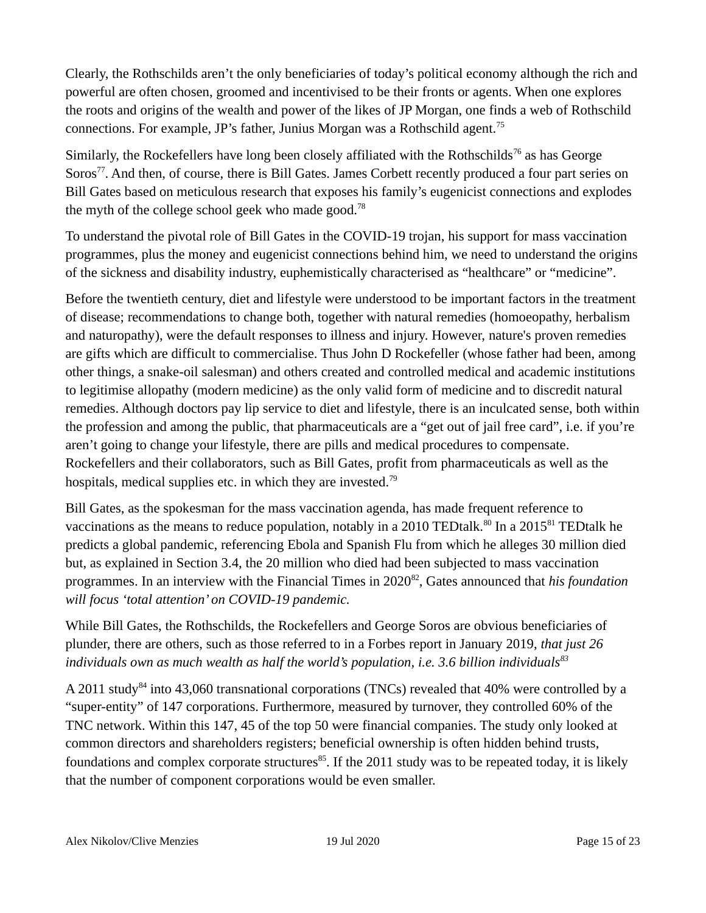Clearly, the Rothschilds aren't the only beneficiaries of today's political economy although the rich and powerful are often chosen, groomed and incentivised to be their fronts or agents. When one explores the roots and origins of the wealth and power of the likes of JP Morgan, one finds a web of Rothschild connections. For example, JP's father, Junius Morgan was a Rothschild agent.[75]

Similarly, the Rockefellers have long been closely affiliated with the Rothschilds[76] as has George Soros[77]. And then, of course, there is Bill Gates. James Corbett recently produced a four part series on Bill Gates based on meticulous research that exposes his family's eugenicist connections and explodes the myth of the college school geek who made good.[78]

To understand the pivotal role of Bill Gates in the COVID-19 trojan, his support for mass vaccination programmes, plus the money and eugenicist connections behind him, we need to understand the origins of the sickness and disability industry, euphemistically characterised as "healthcare" or "medicine".

Before the twentieth century, diet and lifestyle were understood to be important factors in the treatment of disease; recommendations to change both, together with natural remedies (homoeopathy, herbalism and naturopathy), were the default responses to illness and injury. However, nature's proven remedies are gifts which are difficult to commercialise. Thus John D Rockefeller (whose father had been, among other things, a snake-oil salesman) and others created and controlled medical and academic institutions to legitimise allopathy (modern medicine) as the only valid form of medicine and to discredit natural remedies. Although doctors pay lip service to diet and lifestyle, there is an inculcated sense, both within the profession and among the public, that pharmaceuticals are a "get out of jail free card", i.e. if you're aren't going to change your lifestyle, there are pills and medical procedures to compensate. Rockefellers and their collaborators, such as Bill Gates, profit from pharmaceuticals as well as the hospitals, medical supplies etc. in which they are invested.[79]

Bill Gates, as the spokesman for the mass vaccination agenda, has made frequent reference to vaccinations as the means to reduce population, notably in a 2010 TEDtalk.[80] In a 2015[81] TEDtalk he predicts a global pandemic, referencing Ebola and Spanish Flu from which he alleges 30 million died but, as explained in Section 3.4, the 20 million who died had been subjected to mass vaccination programmes. In an interview with the Financial Times in 2020[82], Gates announced that *his foundation will focus 'total attention' on COVID-19 pandemic.*

While Bill Gates, the Rothschilds, the Rockefellers and George Soros are obvious beneficiaries of plunder, there are others, such as those referred to in a Forbes report in January 2019, *that just 26 individuals own as much wealth as half the world's population, i.e. 3.6 billion individuals[83]*

A 2011 study[84] into 43,060 transnational corporations (TNCs) revealed that 40% were controlled by a "super-entity" of 147 corporations. Furthermore, measured by turnover, they controlled 60% of the TNC network. Within this 147, 45 of the top 50 were financial companies. The study only looked at common directors and shareholders registers; beneficial ownership is often hidden behind trusts, foundations and complex corporate structures[85]. If the 2011 study was to be repeated today, it is likely that the number of component corporations would be even smaller.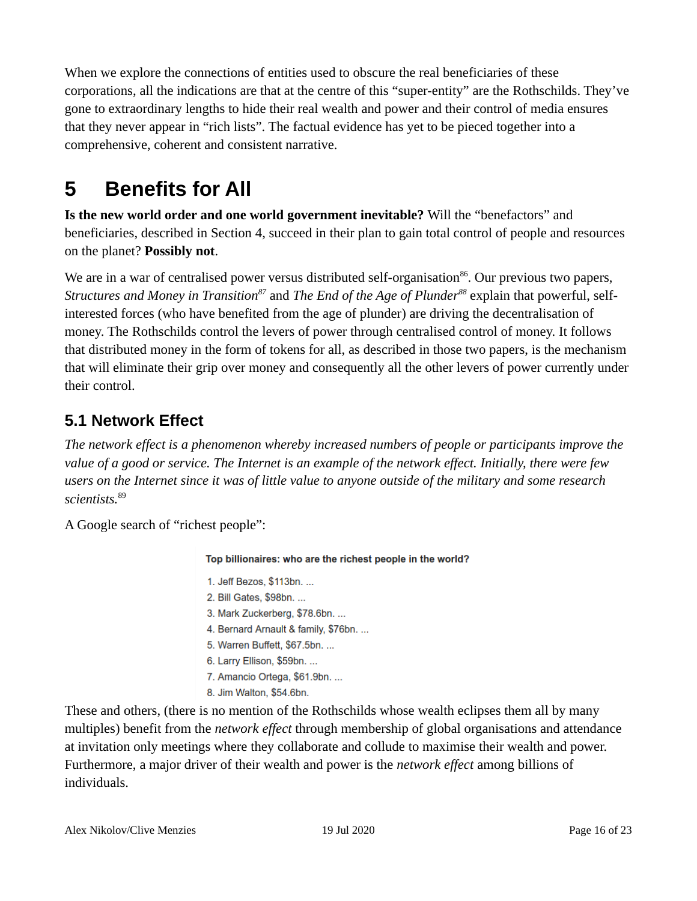When we explore the connections of entities used to obscure the real beneficiaries of these corporations, all the indications are that at the centre of this "super-entity" are the Rothschilds. They've gone to extraordinary lengths to hide their real wealth and power and their control of media ensures that they never appear in "rich lists". The factual evidence has yet to be pieced together into a comprehensive, coherent and consistent narrative.

# 5 Benefits for All

**Is the new world order and one world government inevitable?** Will the "benefactors" and beneficiaries, described in Section 4, succeed in their plan to gain total control of people and resources on the planet? **Possibly not**.

We are in a war of centralised power versus distributed self-organisation[86]. Our previous two papers, *Structures and Money in Transition*[87] and *The End of the Age of Plunder*[88] explain that powerful, self-interested forces (who have benefited from the age of plunder) are driving the decentralisation of money. The Rothschilds control the levers of power through centralised control of money. It follows that distributed money in the form of tokens for all, as described in those two papers, is the mechanism that will eliminate their grip over money and consequently all the other levers of power currently under their control.

## 5.1 Network Effect

*The network effect is a phenomenon whereby increased numbers of people or participants improve the value of a good or service. The Internet is an example of the network effect. Initially, there were few users on the Internet since it was of little value to anyone outside of the military and some research scientists.*[89]

A Google search of "richest people":

**Top billionaires: who are the richest people in the world?**

1. Jeff Bezos, $113bn. ...
2. Bill Gates, $98bn. ...
3. Mark Zuckerberg, $78.6bn. ...
4. Bernard Arnault & family, $76bn. ...
5. Warren Buffett, $67.5bn. ...
6. Larry Ellison, $59bn. ...
7. Amancio Ortega, $61.9bn. ...
8. Jim Walton, $54.6bn.

These and others, (there is no mention of the Rothschilds whose wealth eclipses them all by many multiples) benefit from the *network effect* through membership of global organisations and attendance at invitation only meetings where they collaborate and collude to maximise their wealth and power. Furthermore, a major driver of their wealth and power is the *network effect* among billions of individuals.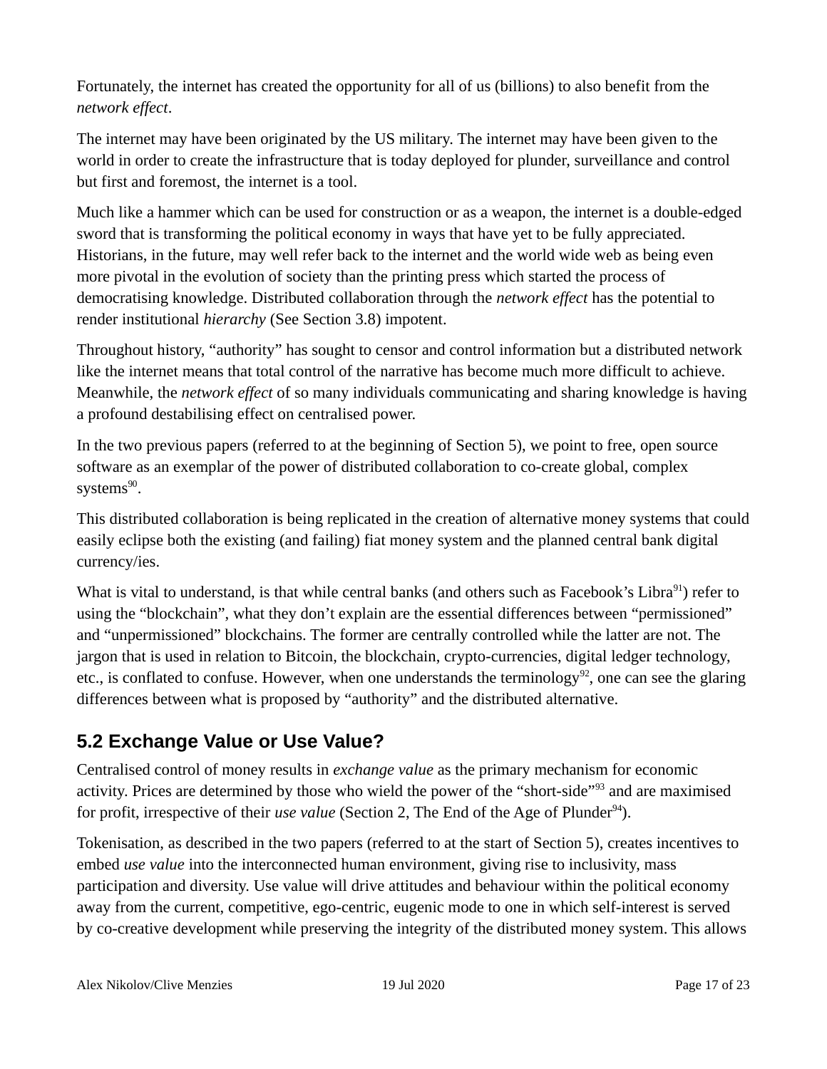Fortunately, the internet has created the opportunity for all of us (billions) to also benefit from the *network effect*.

The internet may have been originated by the US military. The internet may have been given to the world in order to create the infrastructure that is today deployed for plunder, surveillance and control but first and foremost, the internet is a tool.

Much like a hammer which can be used for construction or as a weapon, the internet is a double-edged sword that is transforming the political economy in ways that have yet to be fully appreciated. Historians, in the future, may well refer back to the internet and the world wide web as being even more pivotal in the evolution of society than the printing press which started the process of democratising knowledge. Distributed collaboration through the *network effect* has the potential to render institutional *hierarchy* (See Section 3.8) impotent.

Throughout history, "authority" has sought to censor and control information but a distributed network like the internet means that total control of the narrative has become much more difficult to achieve. Meanwhile, the *network effect* of so many individuals communicating and sharing knowledge is having a profound destabilising effect on centralised power.

In the two previous papers (referred to at the beginning of Section 5), we point to free, open source software as an exemplar of the power of distributed collaboration to co-create global, complex systems[90].

This distributed collaboration is being replicated in the creation of alternative money systems that could easily eclipse both the existing (and failing) fiat money system and the planned central bank digital currency/ies.

What is vital to understand, is that while central banks (and others such as Facebook's Libra[91]) refer to using the "blockchain", what they don't explain are the essential differences between "permissioned" and "unpermissioned" blockchains. The former are centrally controlled while the latter are not. The jargon that is used in relation to Bitcoin, the blockchain, crypto-currencies, digital ledger technology, etc., is conflated to confuse. However, when one understands the terminology[92], one can see the glaring differences between what is proposed by "authority" and the distributed alternative.

## 5.2 Exchange Value or Use Value?

Centralised control of money results in *exchange value* as the primary mechanism for economic activity. Prices are determined by those who wield the power of the "short-side"[93] and are maximised for profit, irrespective of their *use value* (Section 2, The End of the Age of Plunder[94]).

Tokenisation, as described in the two papers (referred to at the start of Section 5), creates incentives to embed *use value* into the interconnected human environment, giving rise to inclusivity, mass participation and diversity. Use value will drive attitudes and behaviour within the political economy away from the current, competitive, ego-centric, eugenic mode to one in which self-interest is served by co-creative development while preserving the integrity of the distributed money system. This allows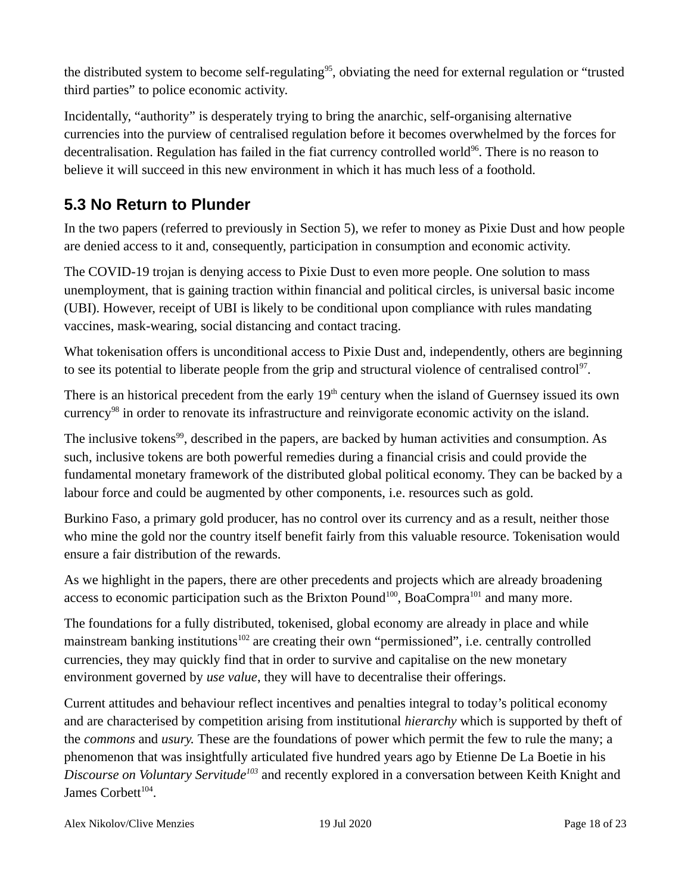the distributed system to become self-regulating[95], obviating the need for external regulation or "trusted third parties" to police economic activity.

Incidentally, "authority" is desperately trying to bring the anarchic, self-organising alternative currencies into the purview of centralised regulation before it becomes overwhelmed by the forces for decentralisation. Regulation has failed in the fiat currency controlled world[96]. There is no reason to believe it will succeed in this new environment in which it has much less of a foothold.

## 5.3 No Return to Plunder

In the two papers (referred to previously in Section 5), we refer to money as Pixie Dust and how people are denied access to it and, consequently, participation in consumption and economic activity.

The COVID-19 trojan is denying access to Pixie Dust to even more people. One solution to mass unemployment, that is gaining traction within financial and political circles, is universal basic income (UBI). However, receipt of UBI is likely to be conditional upon compliance with rules mandating vaccines, mask-wearing, social distancing and contact tracing.

What tokenisation offers is unconditional access to Pixie Dust and, independently, others are beginning to see its potential to liberate people from the grip and structural violence of centralised control[97].

There is an historical precedent from the early 19th century when the island of Guernsey issued its own currency[98] in order to renovate its infrastructure and reinvigorate economic activity on the island.

The inclusive tokens[99], described in the papers, are backed by human activities and consumption. As such, inclusive tokens are both powerful remedies during a financial crisis and could provide the fundamental monetary framework of the distributed global political economy. They can be backed by a labour force and could be augmented by other components, i.e. resources such as gold.

Burkino Faso, a primary gold producer, has no control over its currency and as a result, neither those who mine the gold nor the country itself benefit fairly from this valuable resource. Tokenisation would ensure a fair distribution of the rewards.

As we highlight in the papers, there are other precedents and projects which are already broadening access to economic participation such as the Brixton Pound[100], BoaCompra[101] and many more.

The foundations for a fully distributed, tokenised, global economy are already in place and while mainstream banking institutions[102] are creating their own "permissioned", i.e. centrally controlled currencies, they may quickly find that in order to survive and capitalise on the new monetary environment governed by *use value*, they will have to decentralise their offerings.

Current attitudes and behaviour reflect incentives and penalties integral to today's political economy and are characterised by competition arising from institutional *hierarchy* which is supported by theft of the *commons* and *usury.* These are the foundations of power which permit the few to rule the many; a phenomenon that was insightfully articulated five hundred years ago by Etienne De La Boetie in his *Discourse on Voluntary Servitude*[103] and recently explored in a conversation between Keith Knight and James Corbett[104].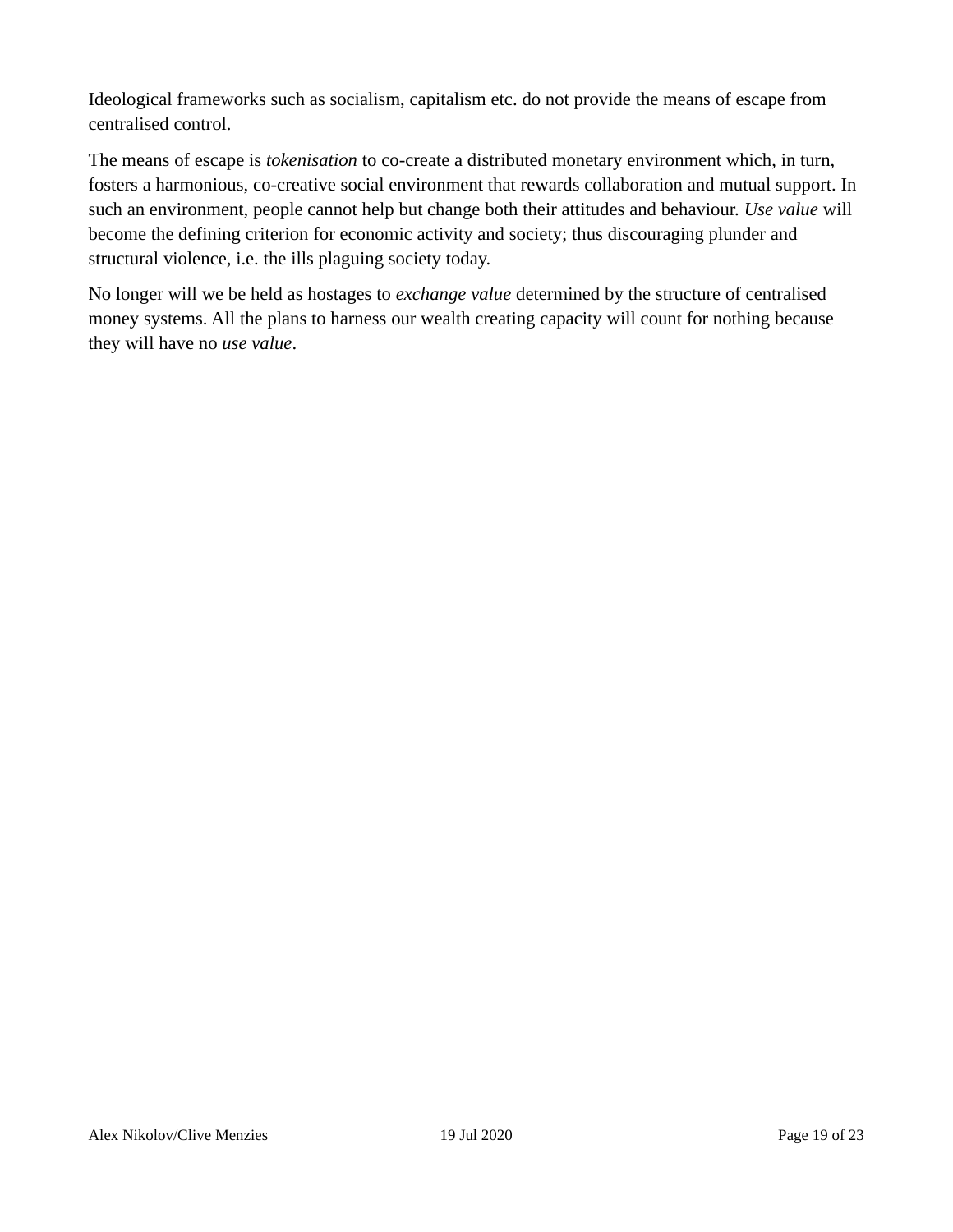Ideological frameworks such as socialism, capitalism etc. do not provide the means of escape from centralised control.

The means of escape is *tokenisation* to co-create a distributed monetary environment which, in turn, fosters a harmonious, co-creative social environment that rewards collaboration and mutual support. In such an environment, people cannot help but change both their attitudes and behaviour. *Use value* will become the defining criterion for economic activity and society; thus discouraging plunder and structural violence, i.e. the ills plaguing society today.

No longer will we be held as hostages to *exchange value* determined by the structure of centralised money systems. All the plans to harness our wealth creating capacity will count for nothing because they will have no *use value*.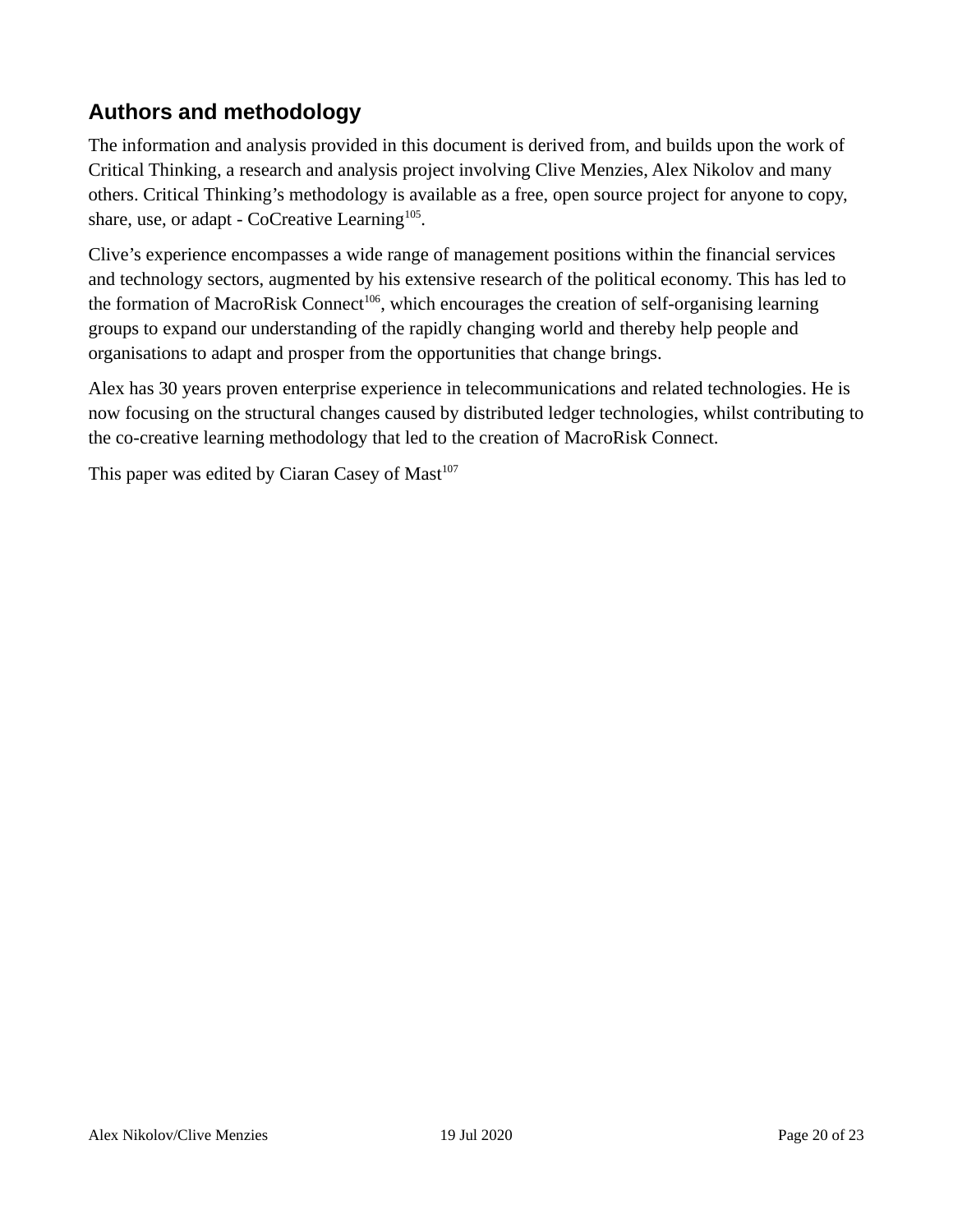## Authors and methodology

The information and analysis provided in this document is derived from, and builds upon the work of Critical Thinking, a research and analysis project involving Clive Menzies, Alex Nikolov and many others. Critical Thinking's methodology is available as a free, open source project for anyone to copy, share, use, or adapt - CoCreative Learning[105].

Clive's experience encompasses a wide range of management positions within the financial services and technology sectors, augmented by his extensive research of the political economy. This has led to the formation of MacroRisk Connect[106], which encourages the creation of self-organising learning groups to expand our understanding of the rapidly changing world and thereby help people and organisations to adapt and prosper from the opportunities that change brings.

Alex has 30 years proven enterprise experience in telecommunications and related technologies. He is now focusing on the structural changes caused by distributed ledger technologies, whilst contributing to the co-creative learning methodology that led to the creation of MacroRisk Connect.

This paper was edited by Ciaran Casey of Mast[107]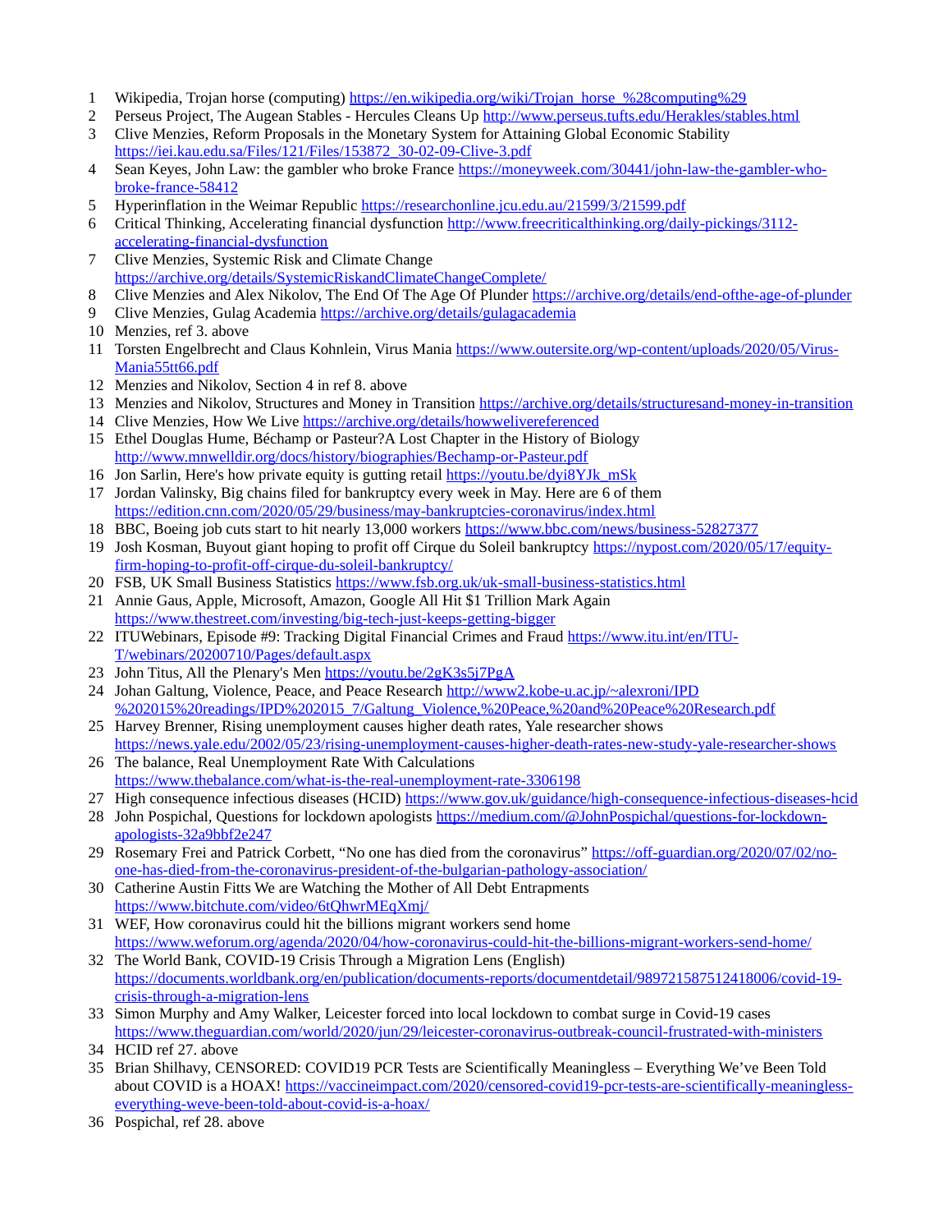1. Wikipedia, Trojan horse (computing) https://en.wikipedia.org/wiki/Trojan_horse_%28computing%29
2. Perseus Project, The Augean Stables - Hercules Cleans Up http://www.perseus.tufts.edu/Herakles/stables.html
3. Clive Menzies, Reform Proposals in the Monetary System for Attaining Global Economic Stability https://iei.kau.edu.sa/Files/121/Files/153872_30-02-09-Clive-3.pdf
4. Sean Keyes, John Law: the gambler who broke France https://moneyweek.com/30441/john-law-the-gambler-who-broke-france-58412
5. Hyperinflation in the Weimar Republic https://researchonline.jcu.edu.au/21599/3/21599.pdf
6. Critical Thinking, Accelerating financial dysfunction http://www.freecriticalthinking.org/daily-pickings/3112-accelerating-financial-dysfunction
7. Clive Menzies, Systemic Risk and Climate Change https://archive.org/details/SystemicRiskandClimateChangeComplete/
8. Clive Menzies and Alex Nikolov, The End Of The Age Of Plunder https://archive.org/details/end-ofthe-age-of-plunder
9. Clive Menzies, Gulag Academia https://archive.org/details/gulagacademia
10. Menzies, ref 3. above
11. Torsten Engelbrecht and Claus Kohnlein, Virus Mania https://www.outersite.org/wp-content/uploads/2020/05/Virus-Mania55tt66.pdf
12. Menzies and Nikolov, Section 4 in ref 8. above
13. Menzies and Nikolov, Structures and Money in Transition https://archive.org/details/structuresand-money-in-transition
14. Clive Menzies, How We Live https://archive.org/details/howwelivereferenced
15. Ethel Douglas Hume, Béchamp or Pasteur?A Lost Chapter in the History of Biology http://www.mnwelldir.org/docs/history/biographies/Bechamp-or-Pasteur.pdf
16. Jon Sarlin, Here's how private equity is gutting retail https://youtu.be/dyi8YJk_mSk
17. Jordan Valinsky, Big chains filed for bankruptcy every week in May. Here are 6 of them https://edition.cnn.com/2020/05/29/business/may-bankruptcies-coronavirus/index.html
18. BBC, Boeing job cuts start to hit nearly 13,000 workers https://www.bbc.com/news/business-52827377
19. Josh Kosman, Buyout giant hoping to profit off Cirque du Soleil bankruptcy https://nypost.com/2020/05/17/equity-firm-hoping-to-profit-off-cirque-du-soleil-bankruptcy/
20. FSB, UK Small Business Statistics https://www.fsb.org.uk/uk-small-business-statistics.html
21. Annie Gaus, Apple, Microsoft, Amazon, Google All Hit $1 Trillion Mark Again https://www.thestreet.com/investing/big-tech-just-keeps-getting-bigger
22. ITUWebinars, Episode #9: Tracking Digital Financial Crimes and Fraud https://www.itu.int/en/ITU-T/webinars/20200710/Pages/default.aspx
23. John Titus, All the Plenary's Men https://youtu.be/2gK3s5j7PgA
24. Johan Galtung, Violence, Peace, and Peace Research http://www2.kobe-u.ac.jp/~alexroni/IPD%202015%20readings/IPD%202015_7/Galtung_Violence,%20Peace,%20and%20Peace%20Research.pdf
25. Harvey Brenner, Rising unemployment causes higher death rates, Yale researcher shows https://news.yale.edu/2002/05/23/rising-unemployment-causes-higher-death-rates-new-study-yale-researcher-shows
26. The balance, Real Unemployment Rate With Calculations https://www.thebalance.com/what-is-the-real-unemployment-rate-3306198
27. High consequence infectious diseases (HCID) https://www.gov.uk/guidance/high-consequence-infectious-diseases-hcid
28. John Pospichal, Questions for lockdown apologists https://medium.com/@JohnPospichal/questions-for-lockdown-apologists-32a9bbf2e247
29. Rosemary Frei and Patrick Corbett, "No one has died from the coronavirus" https://off-guardian.org/2020/07/02/no-one-has-died-from-the-coronavirus-president-of-the-bulgarian-pathology-association/
30. Catherine Austin Fitts We are Watching the Mother of All Debt Entrapments https://www.bitchute.com/video/6tQhwrMEqXmj/
31. WEF, How coronavirus could hit the billions migrant workers send home https://www.weforum.org/agenda/2020/04/how-coronavirus-could-hit-the-billions-migrant-workers-send-home/
32. The World Bank, COVID-19 Crisis Through a Migration Lens (English) https://documents.worldbank.org/en/publication/documents-reports/documentdetail/989721587512418006/covid-19-crisis-through-a-migration-lens
33. Simon Murphy and Amy Walker, Leicester forced into local lockdown to combat surge in Covid-19 cases https://www.theguardian.com/world/2020/jun/29/leicester-coronavirus-outbreak-council-frustrated-with-ministers
34. HCID ref 27. above
35. Brian Shilhavy, CENSORED: COVID19 PCR Tests are Scientifically Meaningless – Everything We've Been Told about COVID is a HOAX! https://vaccineimpact.com/2020/censored-covid19-pcr-tests-are-scientifically-meaningless-everything-weve-been-told-about-covid-is-a-hoax/
36. Pospichal, ref 28. above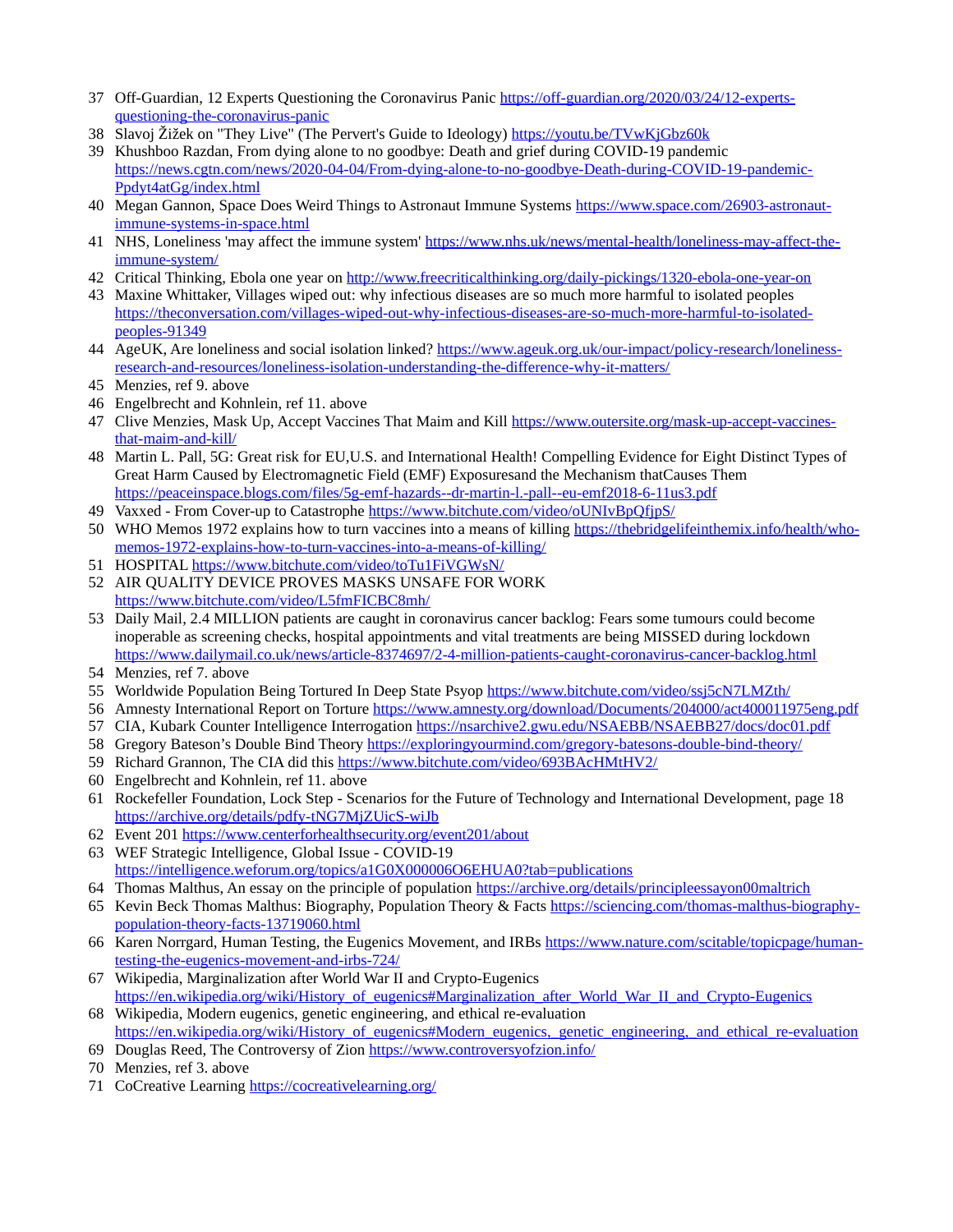37 Off-Guardian, 12 Experts Questioning the Coronavirus Panic https://off-guardian.org/2020/03/24/12-experts-questioning-the-coronavirus-panic
38 Slavoj Žižek on "They Live" (The Pervert's Guide to Ideology) https://youtu.be/TVwKjGbz60k
39 Khushboo Razdan, From dying alone to no goodbye: Death and grief during COVID-19 pandemic https://news.cgtn.com/news/2020-04-04/From-dying-alone-to-no-goodbye-Death-during-COVID-19-pandemic-Ppdyt4atGg/index.html
40 Megan Gannon, Space Does Weird Things to Astronaut Immune Systems https://www.space.com/26903-astronaut-immune-systems-in-space.html
41 NHS, Loneliness 'may affect the immune system' https://www.nhs.uk/news/mental-health/loneliness-may-affect-the-immune-system/
42 Critical Thinking, Ebola one year on http://www.freecriticalthinking.org/daily-pickings/1320-ebola-one-year-on
43 Maxine Whittaker, Villages wiped out: why infectious diseases are so much more harmful to isolated peoples https://theconversation.com/villages-wiped-out-why-infectious-diseases-are-so-much-more-harmful-to-isolated-peoples-91349
44 AgeUK, Are loneliness and social isolation linked? https://www.ageuk.org.uk/our-impact/policy-research/loneliness-research-and-resources/loneliness-isolation-understanding-the-difference-why-it-matters/
45 Menzies, ref 9. above
46 Engelbrecht and Kohnlein, ref 11. above
47 Clive Menzies, Mask Up, Accept Vaccines That Maim and Kill https://www.outersite.org/mask-up-accept-vaccines-that-maim-and-kill/
48 Martin L. Pall, 5G: Great risk for EU,U.S. and International Health! Compelling Evidence for Eight Distinct Types of Great Harm Caused by Electromagnetic Field (EMF) Exposuresand the Mechanism thatCauses Them https://peaceinspace.blogs.com/files/5g-emf-hazards--dr-martin-l.-pall--eu-emf2018-6-11us3.pdf
49 Vaxxed - From Cover-up to Catastrophe https://www.bitchute.com/video/oUNIvBpQfjpS/
50 WHO Memos 1972 explains how to turn vaccines into a means of killing https://thebridgelifeinthemix.info/health/who-memos-1972-explains-how-to-turn-vaccines-into-a-means-of-killing/
51 HOSPITAL https://www.bitchute.com/video/toTu1FiVGWsN/
52 AIR QUALITY DEVICE PROVES MASKS UNSAFE FOR WORK https://www.bitchute.com/video/L5fmFICBC8mh/
53 Daily Mail, 2.4 MILLION patients are caught in coronavirus cancer backlog: Fears some tumours could become inoperable as screening checks, hospital appointments and vital treatments are being MISSED during lockdown https://www.dailymail.co.uk/news/article-8374697/2-4-million-patients-caught-coronavirus-cancer-backlog.html
54 Menzies, ref 7. above
55 Worldwide Population Being Tortured In Deep State Psyop https://www.bitchute.com/video/ssj5cN7LMZth/
56 Amnesty International Report on Torture https://www.amnesty.org/download/Documents/204000/act400011975eng.pdf
57 CIA, Kubark Counter Intelligence Interrogation https://nsarchive2.gwu.edu/NSAEBB/NSAEBB27/docs/doc01.pdf
58 Gregory Bateson's Double Bind Theory https://exploringyourmind.com/gregory-batesons-double-bind-theory/
59 Richard Grannon, The CIA did this https://www.bitchute.com/video/693BAcHMtHV2/
60 Engelbrecht and Kohnlein, ref 11. above
61 Rockefeller Foundation, Lock Step - Scenarios for the Future of Technology and International Development, page 18 https://archive.org/details/pdfy-tNG7MjZUicS-wiJb
62 Event 201 https://www.centerforhealthsecurity.org/event201/about
63 WEF Strategic Intelligence, Global Issue - COVID-19 https://intelligence.weforum.org/topics/a1G0X000006O6EHUA0?tab=publications
64 Thomas Malthus, An essay on the principle of population https://archive.org/details/principleessayon00maltrich
65 Kevin Beck Thomas Malthus: Biography, Population Theory & Facts https://sciencing.com/thomas-malthus-biography-population-theory-facts-13719060.html
66 Karen Norrgard, Human Testing, the Eugenics Movement, and IRBs https://www.nature.com/scitable/topicpage/human-testing-the-eugenics-movement-and-irbs-724/
67 Wikipedia, Marginalization after World War II and Crypto-Eugenics https://en.wikipedia.org/wiki/History_of_eugenics#Marginalization_after_World_War_II_and_Crypto-Eugenics
68 Wikipedia, Modern eugenics, genetic engineering, and ethical re-evaluation https://en.wikipedia.org/wiki/History_of_eugenics#Modern_eugenics,_genetic_engineering,_and_ethical_re-evaluation
69 Douglas Reed, The Controversy of Zion https://www.controversyofzion.info/
70 Menzies, ref 3. above
71 CoCreative Learning https://cocreativelearning.org/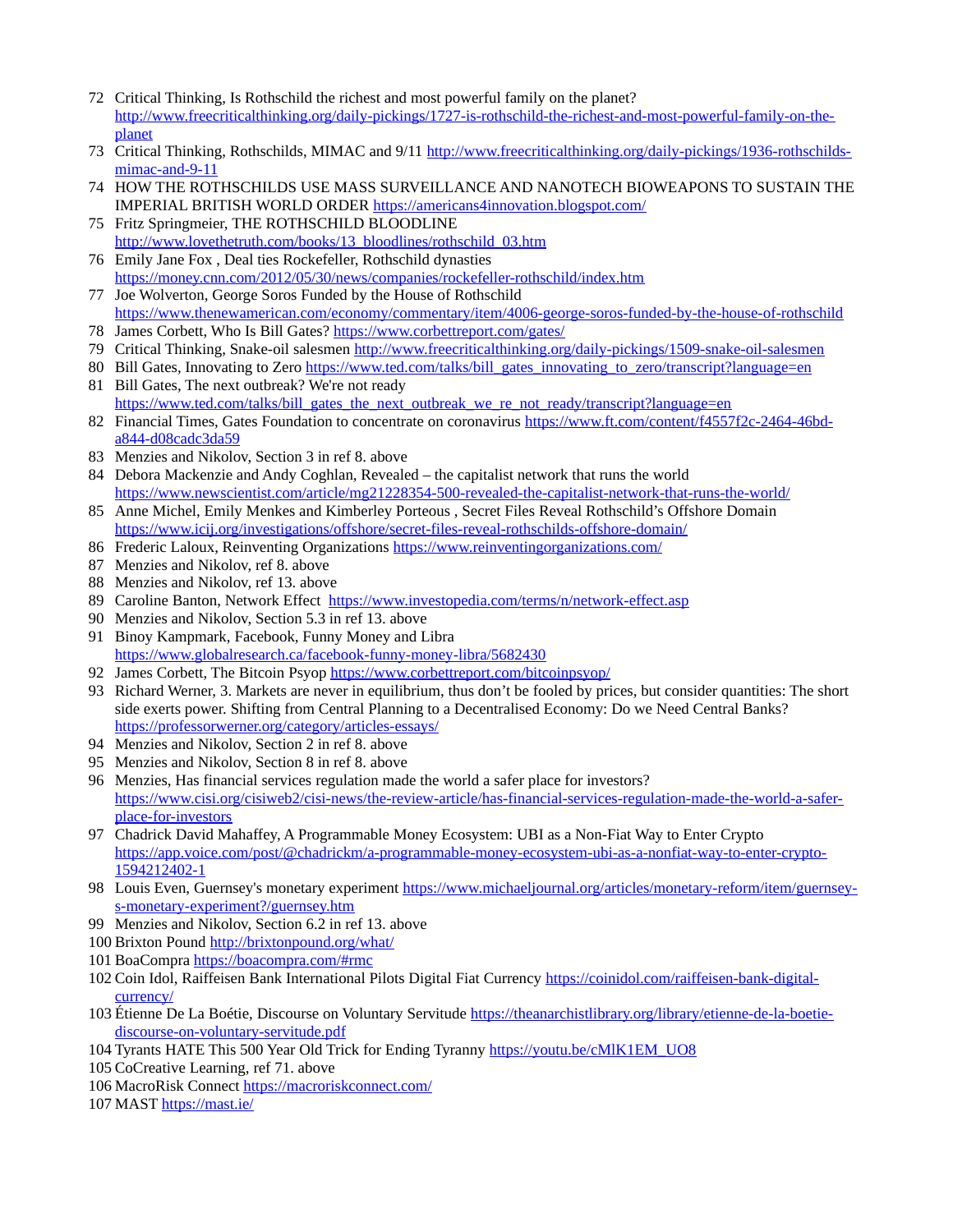72 Critical Thinking, Is Rothschild the richest and most powerful family on the planet? http://www.freecriticalthinking.org/daily-pickings/1727-is-rothschild-the-richest-and-most-powerful-family-on-the-planet

73 Critical Thinking, Rothschilds, MIMAC and 9/11 http://www.freecriticalthinking.org/daily-pickings/1936-rothschilds-mimac-and-9-11

74 HOW THE ROTHSCHILDS USE MASS SURVEILLANCE AND NANOTECH BIOWEAPONS TO SUSTAIN THE IMPERIAL BRITISH WORLD ORDER https://americans4innovation.blogspot.com/

75 Fritz Springmeier, THE ROTHSCHILD BLOODLINE http://www.lovethetruth.com/books/13_bloodlines/rothschild_03.htm

76 Emily Jane Fox , Deal ties Rockefeller, Rothschild dynasties https://money.cnn.com/2012/05/30/news/companies/rockefeller-rothschild/index.htm

77 Joe Wolverton, George Soros Funded by the House of Rothschild https://www.thenewamerican.com/economy/commentary/item/4006-george-soros-funded-by-the-house-of-rothschild

78 James Corbett, Who Is Bill Gates? https://www.corbettreport.com/gates/

79 Critical Thinking, Snake-oil salesmen http://www.freecriticalthinking.org/daily-pickings/1509-snake-oil-salesmen

80 Bill Gates, Innovating to Zero https://www.ted.com/talks/bill_gates_innovating_to_zero/transcript?language=en

81 Bill Gates, The next outbreak? We're not ready https://www.ted.com/talks/bill_gates_the_next_outbreak_we_re_not_ready/transcript?language=en

82 Financial Times, Gates Foundation to concentrate on coronavirus https://www.ft.com/content/f4557f2c-2464-46bd-a844-d08cadc3da59

83 Menzies and Nikolov, Section 3 in ref 8. above

84 Debora Mackenzie and Andy Coghlan, Revealed – the capitalist network that runs the world https://www.newscientist.com/article/mg21228354-500-revealed-the-capitalist-network-that-runs-the-world/

85 Anne Michel, Emily Menkes and Kimberley Porteous , Secret Files Reveal Rothschild's Offshore Domain https://www.icij.org/investigations/offshore/secret-files-reveal-rothschilds-offshore-domain/

86 Frederic Laloux, Reinventing Organizations https://www.reinventingorganizations.com/

87 Menzies and Nikolov, ref 8. above

88 Menzies and Nikolov, ref 13. above

89 Caroline Banton, Network Effect https://www.investopedia.com/terms/n/network-effect.asp

90 Menzies and Nikolov, Section 5.3 in ref 13. above

91 Binoy Kampmark, Facebook, Funny Money and Libra https://www.globalresearch.ca/facebook-funny-money-libra/5682430

92 James Corbett, The Bitcoin Psyop https://www.corbettreport.com/bitcoinpsyop/

93 Richard Werner, 3. Markets are never in equilibrium, thus don't be fooled by prices, but consider quantities: The short side exerts power. Shifting from Central Planning to a Decentralised Economy: Do we Need Central Banks? https://professorwerner.org/category/articles-essays/

94 Menzies and Nikolov, Section 2 in ref 8. above

95 Menzies and Nikolov, Section 8 in ref 8. above

96 Menzies, Has financial services regulation made the world a safer place for investors? https://www.cisi.org/cisiweb2/cisi-news/the-review-article/has-financial-services-regulation-made-the-world-a-safer-place-for-investors

97 Chadrick David Mahaffey, A Programmable Money Ecosystem: UBI as a Non-Fiat Way to Enter Crypto https://app.voice.com/post/@chadrickm/a-programmable-money-ecosystem-ubi-as-a-nonfiat-way-to-enter-crypto-1594212402-1

98 Louis Even, Guernsey's monetary experiment https://www.michaeljournal.org/articles/monetary-reform/item/guernsey-s-monetary-experiment?/guernsey.htm

99 Menzies and Nikolov, Section 6.2 in ref 13. above

100 Brixton Pound http://brixtonpound.org/what/

101 BoaCompra https://boacompra.com/#rmc

102 Coin Idol, Raiffeisen Bank International Pilots Digital Fiat Currency https://coinidol.com/raiffeisen-bank-digital-currency/

103 Étienne De La Boétie, Discourse on Voluntary Servitude https://theanarchistlibrary.org/library/etienne-de-la-boetie-discourse-on-voluntary-servitude.pdf

104 Tyrants HATE This 500 Year Old Trick for Ending Tyranny https://youtu.be/cMlK1EM_UO8

105 CoCreative Learning, ref 71. above

106 MacroRisk Connect https://macroriskconnect.com/

107 MAST https://mast.ie/